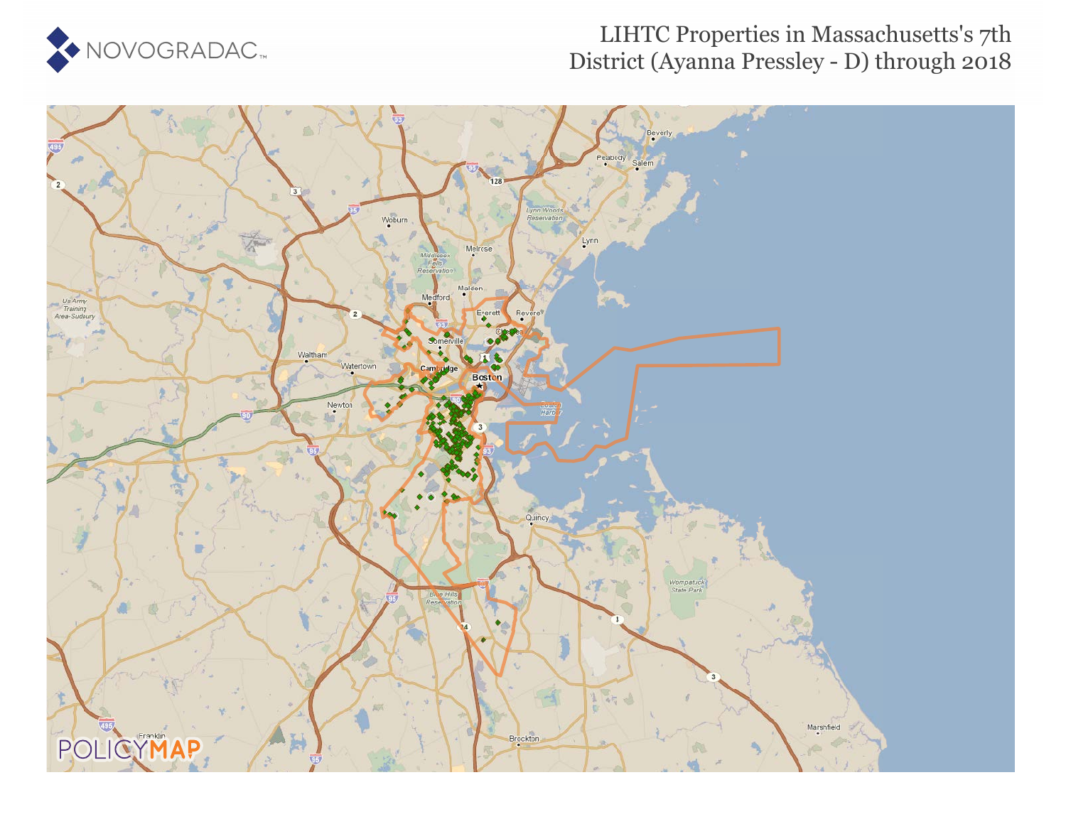NOVOGRADAC

# LIHTC Properties in Massachusetts's 7th District (Ayanna Pressley - D) through 2018

Beverly
Peabody
Salem
Woburn
Lynn Woods Reservation
Lynn
Middlesex Fells Reservation
Melrose
Malden
Medford
Everett
Revere
Chelsea
Somerville
Us Army Training Area-Sudbury
Waltham
Watertown
Cambridge
Boston
Boston Harbor
Newton
Quincy
Blue Hills Reservation
Wompatuck State Park
Marshfield
Franklin
Brockton
POLICYMAP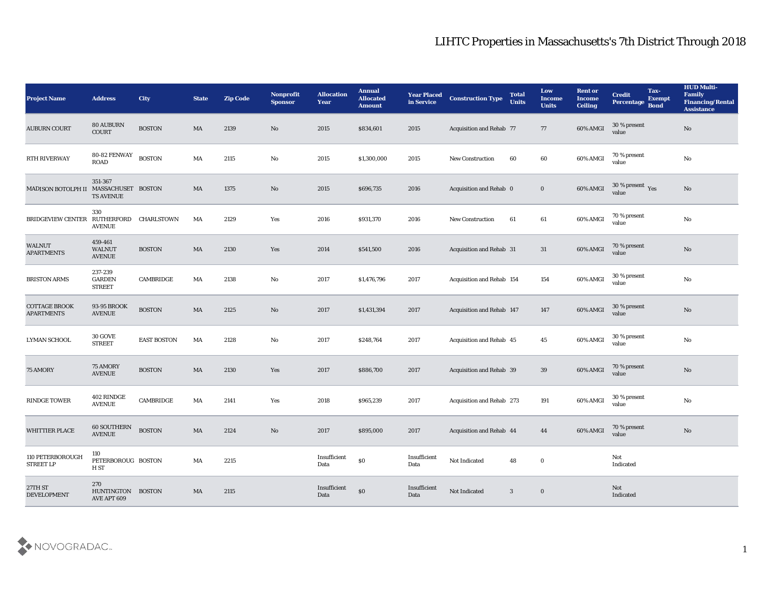# LIHTC Properties in Massachusetts's 7th District Through 2018

| Project Name | Address | City | State | Zip Code | Nonprofit Sponsor | Allocation Year | Annual Allocated Amount | Year Placed in Service | Construction Type | Total Units | Low Income Units | Rent or Income Ceiling | Credit Percentage | Tax-Exempt Bond | HUD Multi-Family Financing/Rental Assistance |
|---|---|---|---|---|---|---|---|---|---|---|---|---|---|---|---|
| AUBURN COURT | 80 AUBURN COURT | BOSTON | MA | 2139 | No | 2015 | $834,601 | 2015 | Acquisition and Rehab | 77 | 77 | 60% AMGI | 30 % present value | | No |
| RTH RIVERWAY | 80-82 FENWAY ROAD | BOSTON | MA | 2115 | No | 2015 | $1,300,000 | 2015 | New Construction | 60 | 60 | 60% AMGI | 70 % present value | | No |
| MADISON BOTOLPH II | 351-367 MASSACHUSETTS AVENUE | BOSTON | MA | 1375 | No | 2015 | $696,735 | 2016 | Acquisition and Rehab | 0 | 0 | 60% AMGI | 30 % present value | Yes | No |
| BRIDGEVIEW CENTER | 330 RUTHERFORD AVENUE | CHARLESTOWN | MA | 2129 | Yes | 2016 | $931,370 | 2016 | New Construction | 61 | 61 | 60% AMGI | 70 % present value | | No |
| WALNUT APARTMENTS | 459-461 WALNUT AVENUE | BOSTON | MA | 2130 | Yes | 2014 | $541,500 | 2016 | Acquisition and Rehab | 31 | 31 | 60% AMGI | 70 % present value | | No |
| BRISTON ARMS | 237-239 GARDEN STREET | CAMBRIDGE | MA | 2138 | No | 2017 | $1,476,796 | 2017 | Acquisition and Rehab | 154 | 154 | 60% AMGI | 30 % present value | | No |
| COTTAGE BROOK APARTMENTS | 93-95 BROOK AVENUE | BOSTON | MA | 2125 | No | 2017 | $1,431,394 | 2017 | Acquisition and Rehab | 147 | 147 | 60% AMGI | 30 % present value | | No |
| LYMAN SCHOOL | 30 GOVE STREET | EAST BOSTON | MA | 2128 | No | 2017 | $248,764 | 2017 | Acquisition and Rehab | 45 | 45 | 60% AMGI | 30 % present value | | No |
| 75 AMORY | 75 AMORY AVENUE | BOSTON | MA | 2130 | Yes | 2017 | $886,700 | 2017 | Acquisition and Rehab | 39 | 39 | 60% AMGI | 70 % present value | | No |
| RINDGE TOWER | 402 RINDGE AVENUE | CAMBRIDGE | MA | 2141 | Yes | 2018 | $965,239 | 2017 | Acquisition and Rehab | 273 | 191 | 60% AMGI | 30 % present value | | No |
| WHITTIER PLACE | 60 SOUTHERN AVENUE | BOSTON | MA | 2124 | No | 2017 | $895,000 | 2017 | Acquisition and Rehab | 44 | 44 | 60% AMGI | 70 % present value | | No |
| 110 PETERBOROUGH STREET LP | 110 PETERBOROUGH ST | BOSTON | MA | 2215 | | Insufficient Data | $0 | Insufficient Data | Not Indicated | 48 | 0 | | Not Indicated | | |
| 27TH ST DEVELOPMENT | 270 HUNTINGTON AVE APT 609 | BOSTON | MA | 2115 | | Insufficient Data | $0 | Insufficient Data | Not Indicated | 3 | 0 | | Not Indicated | | |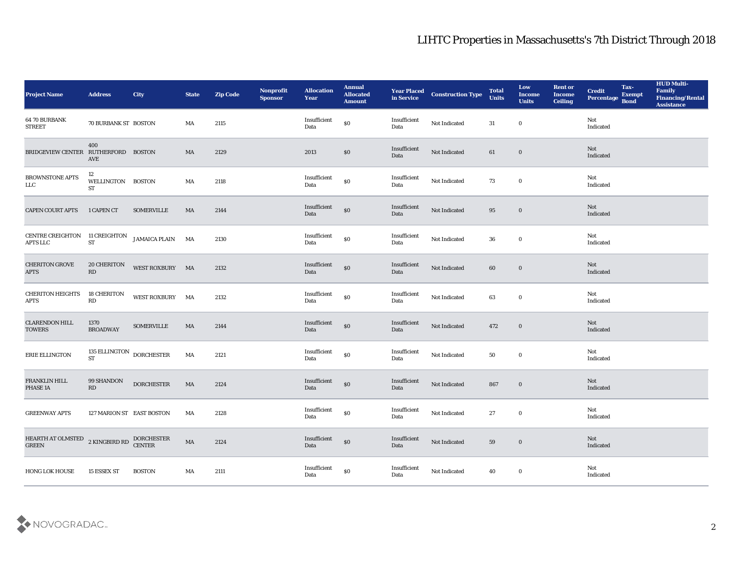# LIHTC Properties in Massachusetts's 7th District Through 2018

| Project Name | Address | City | State | Zip Code | Nonprofit Sponsor | Allocation Year | Annual Allocated Amount | Year Placed in Service | Construction Type | Total Units | Low Income Units | Rent or Income Ceiling | Credit Percentage | Tax-Exempt Bond | HUD Multi-Family Financing/Rental Assistance |
|---|---|---|---|---|---|---|---|---|---|---|---|---|---|---|---|
| 64 70 BURBANK STREET | 70 BURBANK ST | BOSTON | MA | 2115 | | Insufficient Data | $0 | Insufficient Data | Not Indicated | 31 | 0 | | Not Indicated | | |
| BRIDGEVIEW CENTER | 400 RUTHERFORD AVE | BOSTON | MA | 2129 | | 2013 | $0 | Insufficient Data | Not Indicated | 61 | 0 | | Not Indicated | | |
| BROWNSTONE APTS LLC | 12 WELLINGTON ST | BOSTON | MA | 2118 | | Insufficient Data | $0 | Insufficient Data | Not Indicated | 73 | 0 | | Not Indicated | | |
| CAPEN COURT APTS | 1 CAPEN CT | SOMERVILLE | MA | 2144 | | Insufficient Data | $0 | Insufficient Data | Not Indicated | 95 | 0 | | Not Indicated | | |
| CENTRE CREIGHTON APTS LLC | 11 CREIGHTON ST | JAMAICA PLAIN | MA | 2130 | | Insufficient Data | $0 | Insufficient Data | Not Indicated | 36 | 0 | | Not Indicated | | |
| CHERITON GROVE APTS | 20 CHERITON RD | WEST ROXBURY | MA | 2132 | | Insufficient Data | $0 | Insufficient Data | Not Indicated | 60 | 0 | | Not Indicated | | |
| CHERITON HEIGHTS APTS | 18 CHERITON RD | WEST ROXBURY | MA | 2132 | | Insufficient Data | $0 | Insufficient Data | Not Indicated | 63 | 0 | | Not Indicated | | |
| CLARENDON HILL TOWERS | 1370 BROADWAY | SOMERVILLE | MA | 2144 | | Insufficient Data | $0 | Insufficient Data | Not Indicated | 472 | 0 | | Not Indicated | | |
| ERIE ELLINGTON | 135 ELLINGTON ST | DORCHESTER | MA | 2121 | | Insufficient Data | $0 | Insufficient Data | Not Indicated | 50 | 0 | | Not Indicated | | |
| FRANKLIN HILL PHASE 1A | 99 SHANDON RD | DORCHESTER | MA | 2124 | | Insufficient Data | $0 | Insufficient Data | Not Indicated | 867 | 0 | | Not Indicated | | |
| GREENWAY APTS | 127 MARION ST | EAST BOSTON | MA | 2128 | | Insufficient Data | $0 | Insufficient Data | Not Indicated | 27 | 0 | | Not Indicated | | |
| HEARTH AT OLMSTED GREEN | 2 KINGBIRD RD | DORCHESTER CENTER | MA | 2124 | | Insufficient Data | $0 | Insufficient Data | Not Indicated | 59 | 0 | | Not Indicated | | |
| HONG LOK HOUSE | 15 ESSEX ST | BOSTON | MA | 2111 | | Insufficient Data | $0 | Insufficient Data | Not Indicated | 40 | 0 | | Not Indicated | | |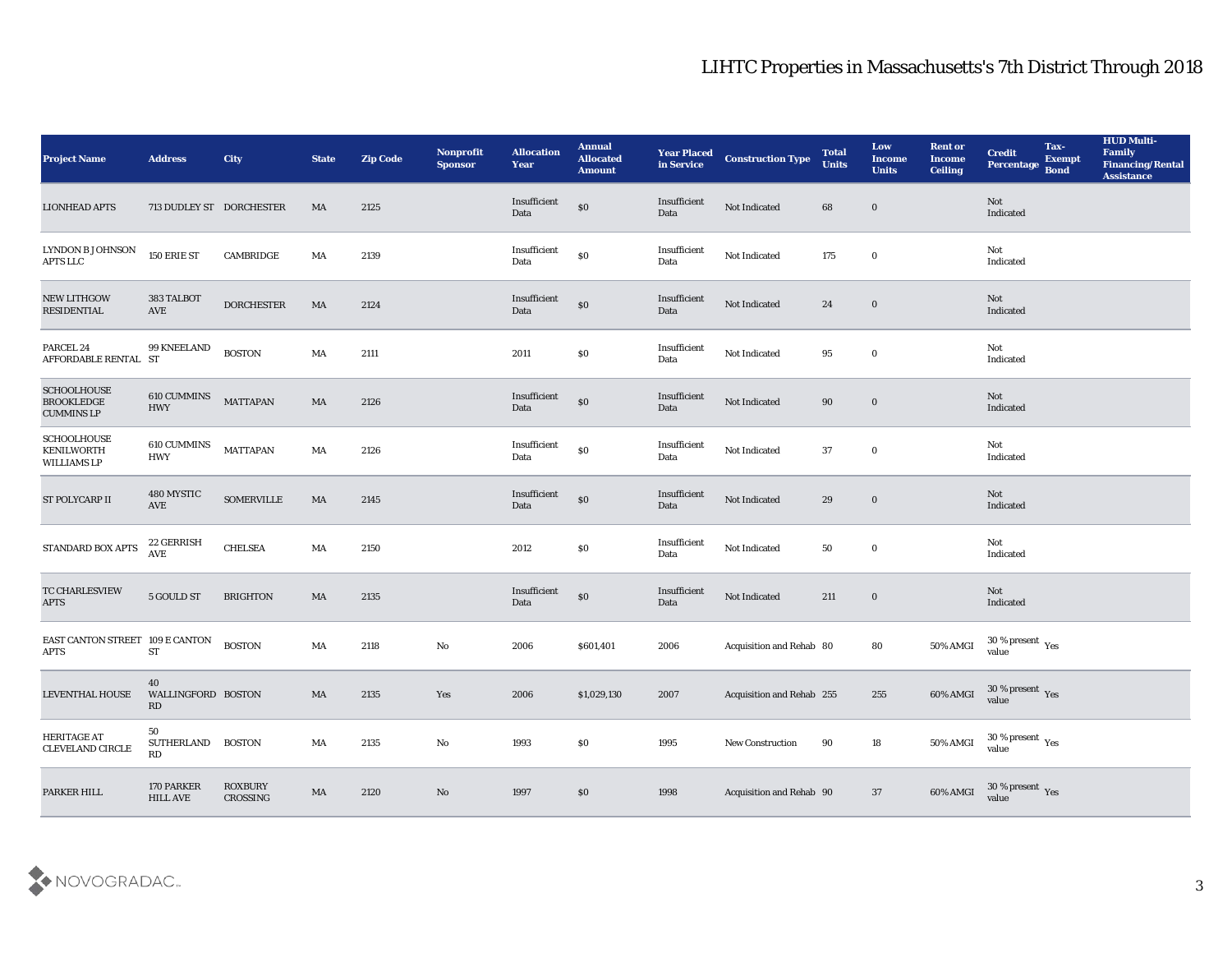# LIHTC Properties in Massachusetts's 7th District Through 2018

| Project Name | Address | City | State | Zip Code | Nonprofit Sponsor | Allocation Year | Annual Allocated Amount | Year Placed in Service | Construction Type | Total Units | Low Income Units | Rent or Income Ceiling | Credit Percentage | Tax-Exempt Bond | HUD Multi-Family Financing/Rental Assistance |
|---|---|---|---|---|---|---|---|---|---|---|---|---|---|---|---|
| LIONHEAD APTS | 713 DUDLEY ST | DORCHESTER | MA | 2125 | | Insufficient Data | $0 | Insufficient Data | Not Indicated | 68 | 0 | | Not Indicated | | |
| LYNDON B JOHNSON APTS LLC | 150 ERIE ST | CAMBRIDGE | MA | 2139 | | Insufficient Data | $0 | Insufficient Data | Not Indicated | 175 | 0 | | Not Indicated | | |
| NEW LITHGOW RESIDENTIAL | 383 TALBOT AVE | DORCHESTER | MA | 2124 | | Insufficient Data | $0 | Insufficient Data | Not Indicated | 24 | 0 | | Not Indicated | | |
| PARCEL 24 AFFORDABLE RENTAL | 99 KNEELAND ST | BOSTON | MA | 2111 | | 2011 | $0 | Insufficient Data | Not Indicated | 95 | 0 | | Not Indicated | | |
| SCHOOLHOUSE BROOKLEDGE CUMMINS LP | 610 CUMMINS HWY | MATTAPAN | MA | 2126 | | Insufficient Data | $0 | Insufficient Data | Not Indicated | 90 | 0 | | Not Indicated | | |
| SCHOOLHOUSE KENILWORTH WILLIAMS LP | 610 CUMMINS HWY | MATTAPAN | MA | 2126 | | Insufficient Data | $0 | Insufficient Data | Not Indicated | 37 | 0 | | Not Indicated | | |
| ST POLYCARP II | 480 MYSTIC AVE | SOMERVILLE | MA | 2145 | | Insufficient Data | $0 | Insufficient Data | Not Indicated | 29 | 0 | | Not Indicated | | |
| STANDARD BOX APTS | 22 GERRISH AVE | CHELSEA | MA | 2150 | | 2012 | $0 | Insufficient Data | Not Indicated | 50 | 0 | | Not Indicated | | |
| TC CHARLESVIEW APTS | 5 GOULD ST | BRIGHTON | MA | 2135 | | Insufficient Data | $0 | Insufficient Data | Not Indicated | 211 | 0 | | Not Indicated | | |
| EAST CANTON STREET APTS | 109 E CANTON ST | BOSTON | MA | 2118 | No | 2006 | $601,401 | 2006 | Acquisition and Rehab | 80 | 80 | 50% AMGI | 30 % present value | Yes | |
| LEVENTHAL HOUSE | 40 WALLINGFORD RD | BOSTON | MA | 2135 | Yes | 2006 | $1,029,130 | 2007 | Acquisition and Rehab | 255 | 255 | 60% AMGI | 30 % present value | Yes | |
| HERITAGE AT CLEVELAND CIRCLE | 50 SUTHERLAND RD | BOSTON | MA | 2135 | No | 1993 | $0 | 1995 | New Construction | 90 | 18 | 50% AMGI | 30 % present value | Yes | |
| PARKER HILL | 170 PARKER HILL AVE | ROXBURY CROSSING | MA | 2120 | No | 1997 | $0 | 1998 | Acquisition and Rehab | 90 | 37 | 60% AMGI | 30 % present value | Yes | |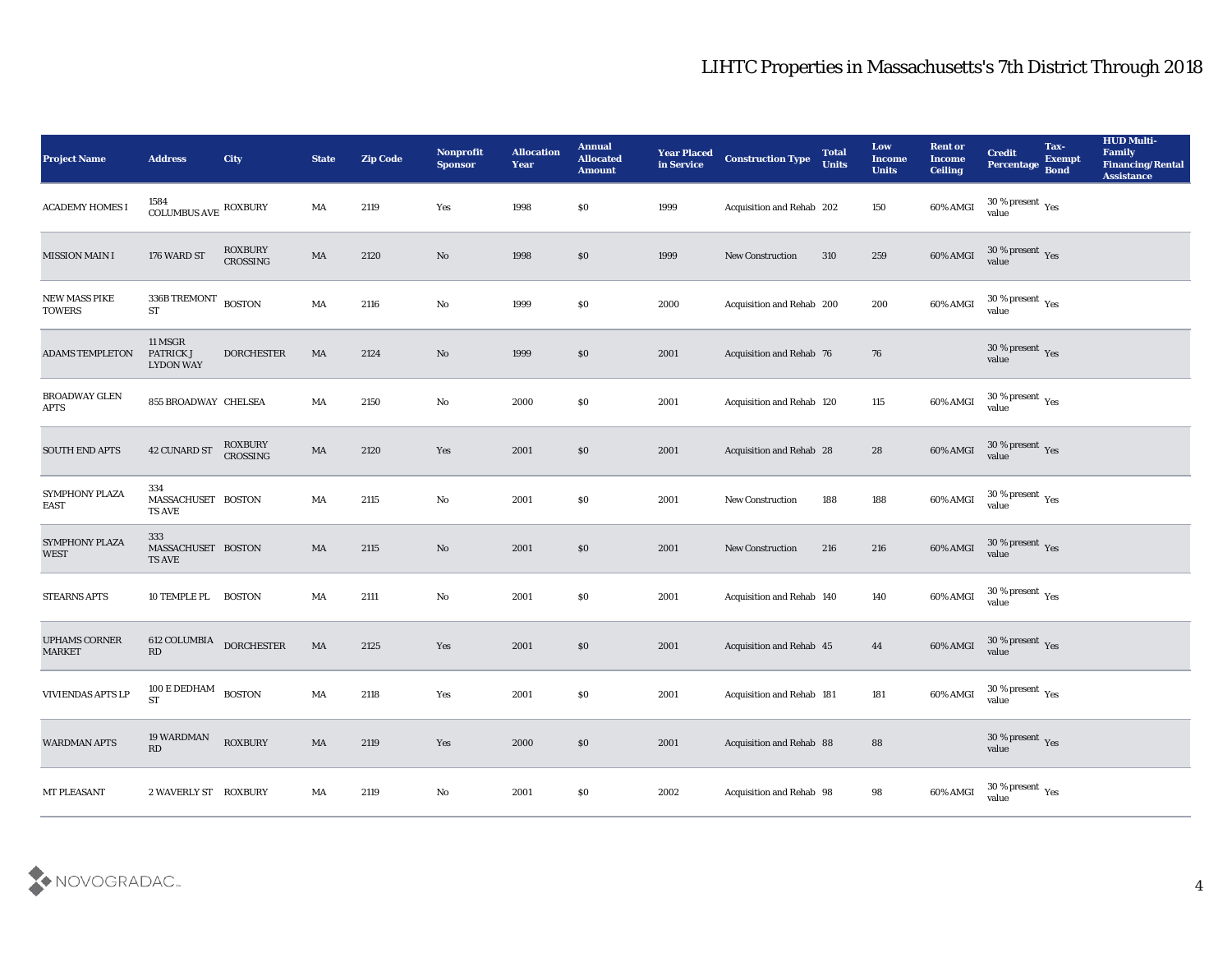# LIHTC Properties in Massachusetts's 7th District Through 2018

| Project Name | Address | City | State | Zip Code | Nonprofit Sponsor | Allocation Year | Annual Allocated Amount | Year Placed in Service | Construction Type | Total Units | Low Income Units | Rent or Income Ceiling | Credit Percentage | Tax-Exempt Bond | HUD Multi-Family Financing/Rental Assistance |
|---|---|---|---|---|---|---|---|---|---|---|---|---|---|---|---|
| ACADEMY HOMES I | 1584 COLUMBUS AVE | ROXBURY | MA | 2119 | Yes | 1998 | $0 | 1999 | Acquisition and Rehab | 202 | 150 | 60% AMGI | 30 % present value | Yes | |
| MISSION MAIN I | 176 WARD ST | ROXBURY CROSSING | MA | 2120 | No | 1998 | $0 | 1999 | New Construction | 310 | 259 | 60% AMGI | 30 % present value | Yes | |
| NEW MASS PIKE TOWERS | 336B TREMONT ST | BOSTON | MA | 2116 | No | 1999 | $0 | 2000 | Acquisition and Rehab | 200 | 200 | 60% AMGI | 30 % present value | Yes | |
| ADAMS TEMPLETON | 11 MSGR PATRICK J LYDON WAY | DORCHESTER | MA | 2124 | No | 1999 | $0 | 2001 | Acquisition and Rehab | 76 | 76 | | 30 % present value | Yes | |
| BROADWAY GLEN APTS | 855 BROADWAY | CHELSEA | MA | 2150 | No | 2000 | $0 | 2001 | Acquisition and Rehab | 120 | 115 | 60% AMGI | 30 % present value | Yes | |
| SOUTH END APTS | 42 CUNARD ST | ROXBURY CROSSING | MA | 2120 | Yes | 2001 | $0 | 2001 | Acquisition and Rehab | 28 | 28 | 60% AMGI | 30 % present value | Yes | |
| SYMPHONY PLAZA EAST | 334 MASSACHUSETTS AVE | BOSTON | MA | 2115 | No | 2001 | $0 | 2001 | New Construction | 188 | 188 | 60% AMGI | 30 % present value | Yes | |
| SYMPHONY PLAZA WEST | 333 MASSACHUSETTS AVE | BOSTON | MA | 2115 | No | 2001 | $0 | 2001 | New Construction | 216 | 216 | 60% AMGI | 30 % present value | Yes | |
| STEARNS APTS | 10 TEMPLE PL | BOSTON | MA | 2111 | No | 2001 | $0 | 2001 | Acquisition and Rehab | 140 | 140 | 60% AMGI | 30 % present value | Yes | |
| UPHAMS CORNER MARKET | 612 COLUMBIA RD | DORCHESTER | MA | 2125 | Yes | 2001 | $0 | 2001 | Acquisition and Rehab | 45 | 44 | 60% AMGI | 30 % present value | Yes | |
| VIVIENDAS APTS LP | 100 E DEDHAM ST | BOSTON | MA | 2118 | Yes | 2001 | $0 | 2001 | Acquisition and Rehab | 181 | 181 | 60% AMGI | 30 % present value | Yes | |
| WARDMAN APTS | 19 WARDMAN RD | ROXBURY | MA | 2119 | Yes | 2000 | $0 | 2001 | Acquisition and Rehab | 88 | 88 | | 30 % present value | Yes | |
| MT PLEASANT | 2 WAVERLY ST | ROXBURY | MA | 2119 | No | 2001 | $0 | 2002 | Acquisition and Rehab | 98 | 98 | 60% AMGI | 30 % present value | Yes | |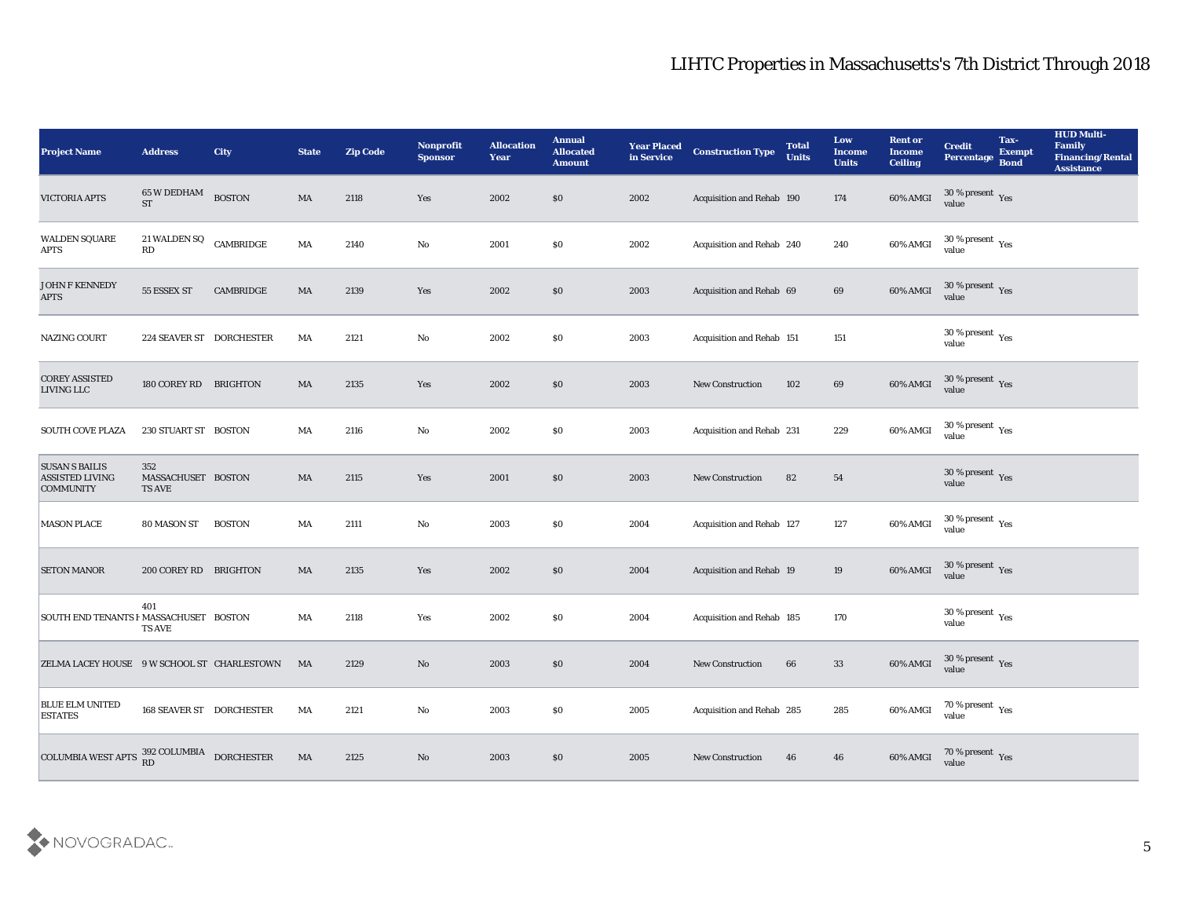# LIHTC Properties in Massachusetts's 7th District Through 2018

| Project Name | Address | City | State | Zip Code | Nonprofit Sponsor | Allocation Year | Annual Allocated Amount | Year Placed in Service | Construction Type | Total Units | Low Income Units | Rent or Income Ceiling | Credit Percentage | Tax-Exempt Bond | HUD Multi-Family Financing/Rental Assistance |
|---|---|---|---|---|---|---|---|---|---|---|---|---|---|---|---|
| VICTORIA APTS | 65 W DEDHAM ST | BOSTON | MA | 2118 | Yes | 2002 | $0 | 2002 | Acquisition and Rehab | 190 | 174 | 60% AMGI | 30 % present value | Yes | |
| WALDEN SQUARE APTS | 21 WALDEN SQ RD | CAMBRIDGE | MA | 2140 | No | 2001 | $0 | 2002 | Acquisition and Rehab | 240 | 240 | 60% AMGI | 30 % present value | Yes | |
| JOHN F KENNEDY APTS | 55 ESSEX ST | CAMBRIDGE | MA | 2139 | Yes | 2002 | $0 | 2003 | Acquisition and Rehab | 69 | 69 | 60% AMGI | 30 % present value | Yes | |
| NAZING COURT | 224 SEAVER ST | DORCHESTER | MA | 2121 | No | 2002 | $0 | 2003 | Acquisition and Rehab | 151 | 151 | | 30 % present value | Yes | |
| COREY ASSISTED LIVING LLC | 180 COREY RD | BRIGHTON | MA | 2135 | Yes | 2002 | $0 | 2003 | New Construction | 102 | 69 | 60% AMGI | 30 % present value | Yes | |
| SOUTH COVE PLAZA | 230 STUART ST | BOSTON | MA | 2116 | No | 2002 | $0 | 2003 | Acquisition and Rehab | 231 | 229 | 60% AMGI | 30 % present value | Yes | |
| SUSAN S BAILIS ASSISTED LIVING COMMUNITY | 352 MASSACHUSETTS AVE | BOSTON | MA | 2115 | Yes | 2001 | $0 | 2003 | New Construction | 82 | 54 | | 30 % present value | Yes | |
| MASON PLACE | 80 MASON ST | BOSTON | MA | 2111 | No | 2003 | $0 | 2004 | Acquisition and Rehab | 127 | 127 | 60% AMGI | 30 % present value | Yes | |
| SETON MANOR | 200 COREY RD | BRIGHTON | MA | 2135 | Yes | 2002 | $0 | 2004 | Acquisition and Rehab | 19 | 19 | 60% AMGI | 30 % present value | Yes | |
| SOUTH END TENANTS H | 401 MASSACHUSETTS AVE | BOSTON | MA | 2118 | Yes | 2002 | $0 | 2004 | Acquisition and Rehab | 185 | 170 | | 30 % present value | Yes | |
| ZELMA LACEY HOUSE | 9 W SCHOOL ST | CHARLESTOWN | MA | 2129 | No | 2003 | $0 | 2004 | New Construction | 66 | 33 | 60% AMGI | 30 % present value | Yes | |
| BLUE ELM UNITED ESTATES | 168 SEAVER ST | DORCHESTER | MA | 2121 | No | 2003 | $0 | 2005 | Acquisition and Rehab | 285 | 285 | 60% AMGI | 70 % present value | Yes | |
| COLUMBIA WEST APTS | 392 COLUMBIA RD | DORCHESTER | MA | 2125 | No | 2003 | $0 | 2005 | New Construction | 46 | 46 | 60% AMGI | 70 % present value | Yes | |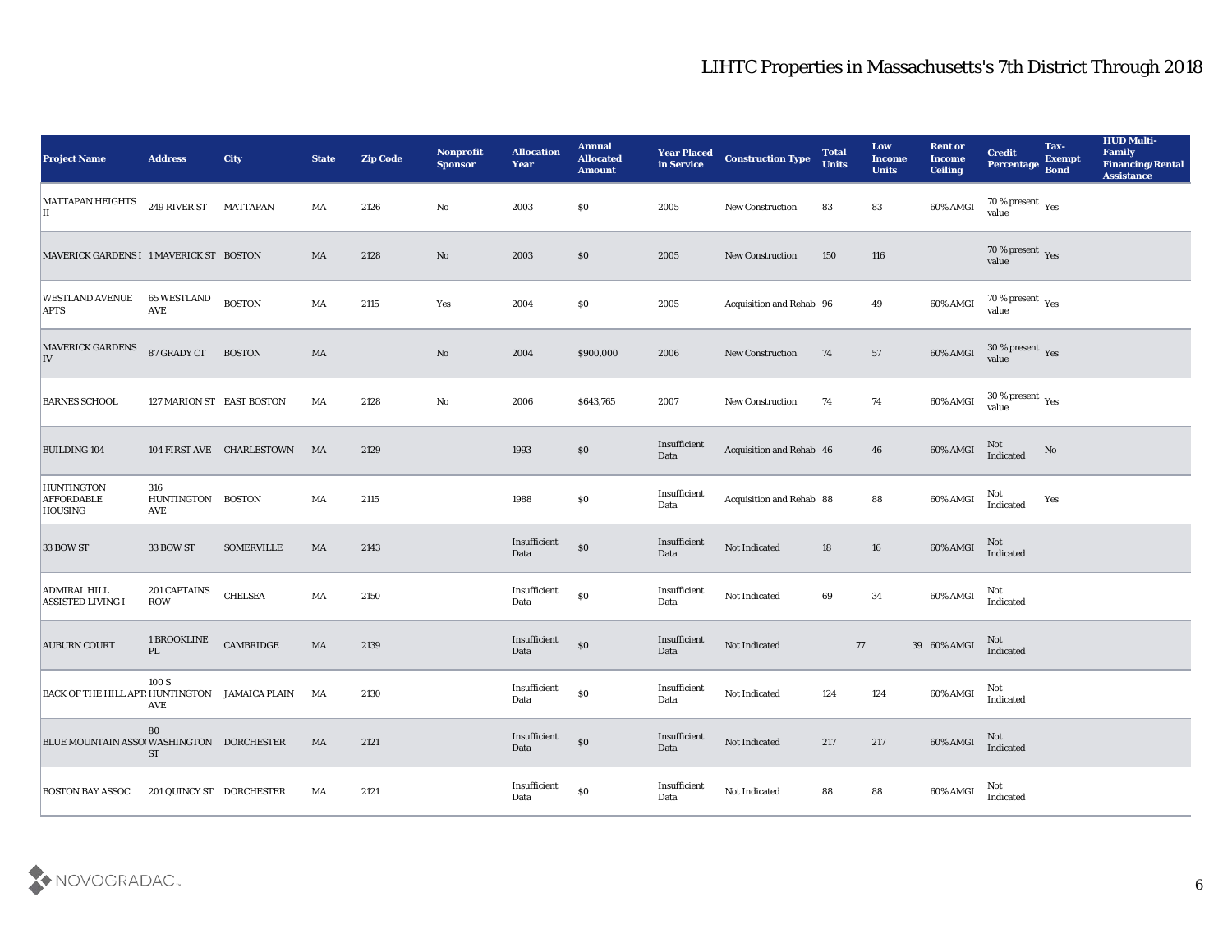# LIHTC Properties in Massachusetts's 7th District Through 2018

| Project Name | Address | City | State | Zip Code | Nonprofit Sponsor | Allocation Year | Annual Allocated Amount | Year Placed in Service | Construction Type | Total Units | Low Income Units | Rent or Income Ceiling | Credit Percentage | Tax-Exempt Bond | HUD Multi-Family Financing/Rental Assistance |
|---|---|---|---|---|---|---|---|---|---|---|---|---|---|---|---|
| MATTAPAN HEIGHTS II | 249 RIVER ST | MATTAPAN | MA | 2126 | No | 2003 | $0 | 2005 | New Construction | 83 | 83 | 60% AMGI | 70 % present value | Yes | |
| MAVERICK GARDENS I | 1 MAVERICK ST | BOSTON | MA | 2128 | No | 2003 | $0 | 2005 | New Construction | 150 | 116 | | 70 % present value | Yes | |
| WESTLAND AVENUE APTS | 65 WESTLAND AVE | BOSTON | MA | 2115 | Yes | 2004 | $0 | 2005 | Acquisition and Rehab | 96 | 49 | 60% AMGI | 70 % present value | Yes | |
| MAVERICK GARDENS IV | 87 GRADY CT | BOSTON | MA | | No | 2004 | $900,000 | 2006 | New Construction | 74 | 57 | 60% AMGI | 30 % present value | Yes | |
| BARNES SCHOOL | 127 MARION ST | EAST BOSTON | MA | 2128 | No | 2006 | $643,765 | 2007 | New Construction | 74 | 74 | 60% AMGI | 30 % present value | Yes | |
| BUILDING 104 | 104 FIRST AVE | CHARLESTOWN | MA | 2129 | | 1993 | $0 | Insufficient Data | Acquisition and Rehab | 46 | 46 | 60% AMGI | Not Indicated | No | |
| HUNTINGTON AFFORDABLE HOUSING | 316 HUNTINGTON AVE | BOSTON | MA | 2115 | | 1988 | $0 | Insufficient Data | Acquisition and Rehab | 88 | 88 | 60% AMGI | Not Indicated | Yes | |
| 33 BOW ST | 33 BOW ST | SOMERVILLE | MA | 2143 | | Insufficient Data | $0 | Insufficient Data | Not Indicated | 18 | 16 | 60% AMGI | Not Indicated | | |
| ADMIRAL HILL ASSISTED LIVING I | 201 CAPTAINS ROW | CHELSEA | MA | 2150 | | Insufficient Data | $0 | Insufficient Data | Not Indicated | 69 | 34 | 60% AMGI | Not Indicated | | |
| AUBURN COURT | 1 BROOKLINE PL | CAMBRIDGE | MA | 2139 | | Insufficient Data | $0 | Insufficient Data | Not Indicated | 77 | 39 | 60% AMGI | Not Indicated | | |
| BACK OF THE HILL APTS | 100 S HUNTINGTON AVE | JAMAICA PLAIN | MA | 2130 | | Insufficient Data | $0 | Insufficient Data | Not Indicated | 124 | 124 | 60% AMGI | Not Indicated | | |
| BLUE MOUNTAIN ASSOC | 80 WASHINGTON ST | DORCHESTER | MA | 2121 | | Insufficient Data | $0 | Insufficient Data | Not Indicated | 217 | 217 | 60% AMGI | Not Indicated | | |
| BOSTON BAY ASSOC | 201 QUINCY ST | DORCHESTER | MA | 2121 | | Insufficient Data | $0 | Insufficient Data | Not Indicated | 88 | 88 | 60% AMGI | Not Indicated | | |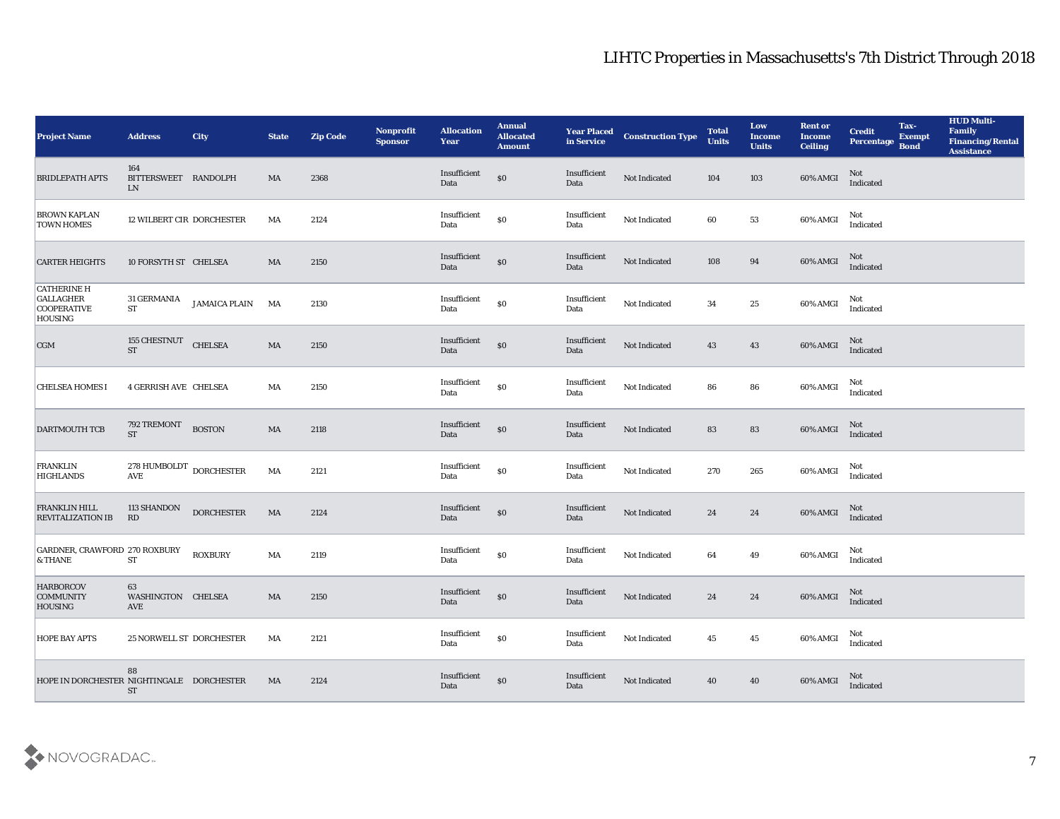# LIHTC Properties in Massachusetts's 7th District Through 2018

| Project Name | Address | City | State | Zip Code | Nonprofit Sponsor | Allocation Year | Annual Allocated Amount | Year Placed in Service | Construction Type | Total Units | Low Income Units | Rent or Income Ceiling | Credit Percentage | Tax-Exempt Bond | HUD Multi-Family Financing/Rental Assistance |
|---|---|---|---|---|---|---|---|---|---|---|---|---|---|---|---|
| BRIDLEPATH APTS | 164 BITTERSWEET LN | RANDOLPH | MA | 2368 | | Insufficient Data | $0 | Insufficient Data | Not Indicated | 104 | 103 | 60% AMGI | Not Indicated | | |
| BROWN KAPLAN TOWN HOMES | 12 WILBERT CIR | DORCHESTER | MA | 2124 | | Insufficient Data | $0 | Insufficient Data | Not Indicated | 60 | 53 | 60% AMGI | Not Indicated | | |
| CARTER HEIGHTS | 10 FORSYTH ST | CHELSEA | MA | 2150 | | Insufficient Data | $0 | Insufficient Data | Not Indicated | 108 | 94 | 60% AMGI | Not Indicated | | |
| CATHERINE H GALLAGHER COOPERATIVE HOUSING | 31 GERMANIA ST | JAMAICA PLAIN | MA | 2130 | | Insufficient Data | $0 | Insufficient Data | Not Indicated | 34 | 25 | 60% AMGI | Not Indicated | | |
| CGM | 155 CHESTNUT ST | CHELSEA | MA | 2150 | | Insufficient Data | $0 | Insufficient Data | Not Indicated | 43 | 43 | 60% AMGI | Not Indicated | | |
| CHELSEA HOMES I | 4 GERRISH AVE | CHELSEA | MA | 2150 | | Insufficient Data | $0 | Insufficient Data | Not Indicated | 86 | 86 | 60% AMGI | Not Indicated | | |
| DARTMOUTH TCB | 792 TREMONT ST | BOSTON | MA | 2118 | | Insufficient Data | $0 | Insufficient Data | Not Indicated | 83 | 83 | 60% AMGI | Not Indicated | | |
| FRANKLIN HIGHLANDS | 278 HUMBOLDT AVE | DORCHESTER | MA | 2121 | | Insufficient Data | $0 | Insufficient Data | Not Indicated | 270 | 265 | 60% AMGI | Not Indicated | | |
| FRANKLIN HILL REVITALIZATION IB | 113 SHANDON RD | DORCHESTER | MA | 2124 | | Insufficient Data | $0 | Insufficient Data | Not Indicated | 24 | 24 | 60% AMGI | Not Indicated | | |
| GARDNER, CRAWFORD & THANE | 270 ROXBURY ST | ROXBURY | MA | 2119 | | Insufficient Data | $0 | Insufficient Data | Not Indicated | 64 | 49 | 60% AMGI | Not Indicated | | |
| HARBORCOV COMMUNITY HOUSING | 63 WASHINGTON AVE | CHELSEA | MA | 2150 | | Insufficient Data | $0 | Insufficient Data | Not Indicated | 24 | 24 | 60% AMGI | Not Indicated | | |
| HOPE BAY APTS | 25 NORWELL ST | DORCHESTER | MA | 2121 | | Insufficient Data | $0 | Insufficient Data | Not Indicated | 45 | 45 | 60% AMGI | Not Indicated | | |
| HOPE IN DORCHESTER | 88 NIGHTINGALE ST | DORCHESTER | MA | 2124 | | Insufficient Data | $0 | Insufficient Data | Not Indicated | 40 | 40 | 60% AMGI | Not Indicated | | |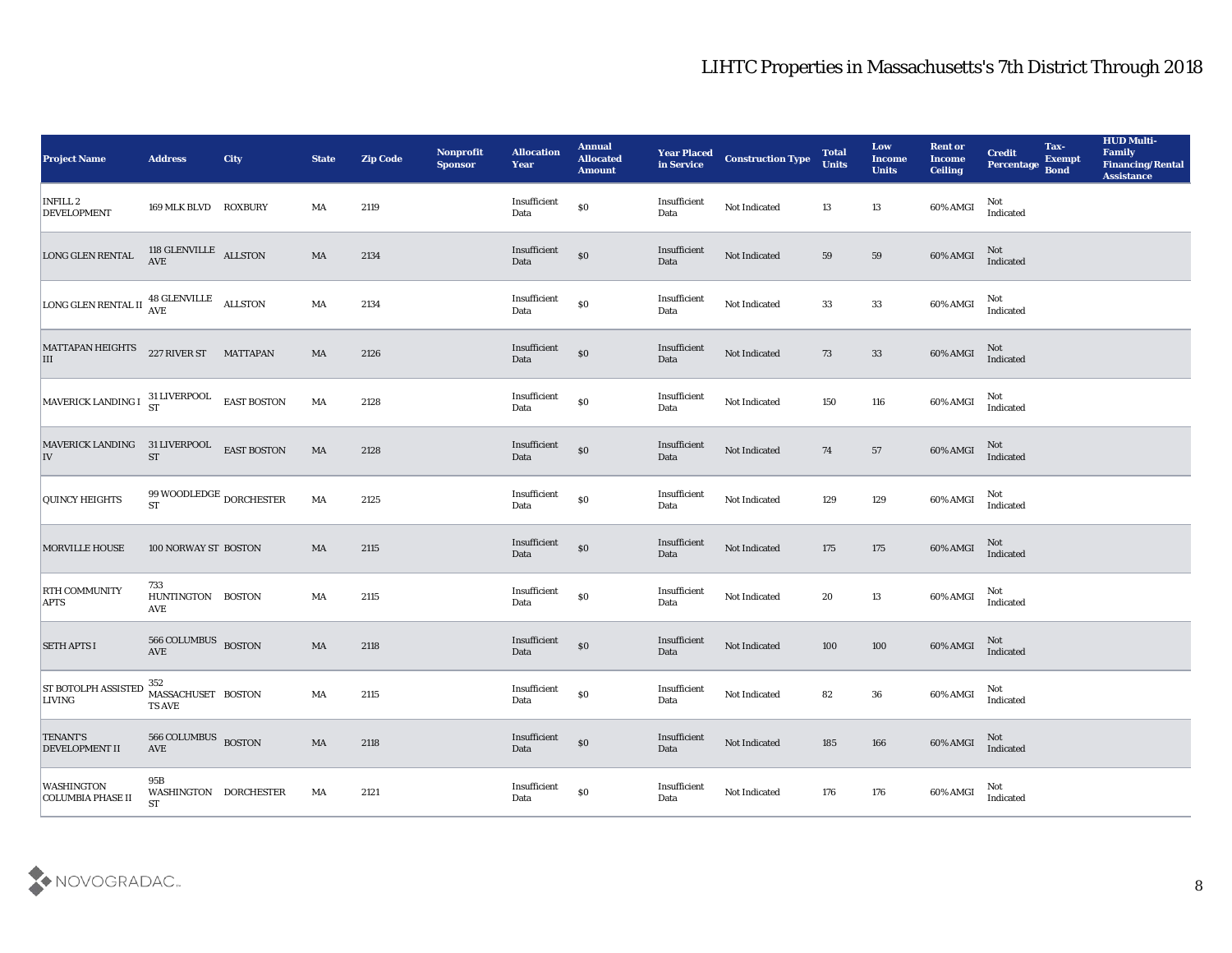# LIHTC Properties in Massachusetts's 7th District Through 2018

| Project Name | Address | City | State | Zip Code | Nonprofit Sponsor | Allocation Year | Annual Allocated Amount | Year Placed in Service | Construction Type | Total Units | Low Income Units | Rent or Income Ceiling | Credit Percentage | Tax-Exempt Bond | HUD Multi-Family Financing/Rental Assistance |
|---|---|---|---|---|---|---|---|---|---|---|---|---|---|---|---|
| INFILL 2 DEVELOPMENT | 169 MLK BLVD | ROXBURY | MA | 2119 | | Insufficient Data | $0 | Insufficient Data | Not Indicated | 13 | 13 | 60% AMGI | Not Indicated | | |
| LONG GLEN RENTAL | 118 GLENVILLE AVE | ALLSTON | MA | 2134 | | Insufficient Data | $0 | Insufficient Data | Not Indicated | 59 | 59 | 60% AMGI | Not Indicated | | |
| LONG GLEN RENTAL II | 48 GLENVILLE AVE | ALLSTON | MA | 2134 | | Insufficient Data | $0 | Insufficient Data | Not Indicated | 33 | 33 | 60% AMGI | Not Indicated | | |
| MATTAPAN HEIGHTS III | 227 RIVER ST | MATTAPAN | MA | 2126 | | Insufficient Data | $0 | Insufficient Data | Not Indicated | 73 | 33 | 60% AMGI | Not Indicated | | |
| MAVERICK LANDING I | 31 LIVERPOOL ST | EAST BOSTON | MA | 2128 | | Insufficient Data | $0 | Insufficient Data | Not Indicated | 150 | 116 | 60% AMGI | Not Indicated | | |
| MAVERICK LANDING IV | 31 LIVERPOOL ST | EAST BOSTON | MA | 2128 | | Insufficient Data | $0 | Insufficient Data | Not Indicated | 74 | 57 | 60% AMGI | Not Indicated | | |
| QUINCY HEIGHTS | 99 WOODLEDGE ST | DORCHESTER | MA | 2125 | | Insufficient Data | $0 | Insufficient Data | Not Indicated | 129 | 129 | 60% AMGI | Not Indicated | | |
| MORVILLE HOUSE | 100 NORWAY ST | BOSTON | MA | 2115 | | Insufficient Data | $0 | Insufficient Data | Not Indicated | 175 | 175 | 60% AMGI | Not Indicated | | |
| RTH COMMUNITY APTS | 733 HUNTINGTON AVE | BOSTON | MA | 2115 | | Insufficient Data | $0 | Insufficient Data | Not Indicated | 20 | 13 | 60% AMGI | Not Indicated | | |
| SETH APTS I | 566 COLUMBUS AVE | BOSTON | MA | 2118 | | Insufficient Data | $0 | Insufficient Data | Not Indicated | 100 | 100 | 60% AMGI | Not Indicated | | |
| ST BOTOLPH ASSISTED LIVING | 352 MASSACHUSETTS AVE | BOSTON | MA | 2115 | | Insufficient Data | $0 | Insufficient Data | Not Indicated | 82 | 36 | 60% AMGI | Not Indicated | | |
| TENANT'S DEVELOPMENT II | 566 COLUMBUS AVE | BOSTON | MA | 2118 | | Insufficient Data | $0 | Insufficient Data | Not Indicated | 185 | 166 | 60% AMGI | Not Indicated | | |
| WASHINGTON COLUMBIA PHASE II | 95B WASHINGTON ST | DORCHESTER | MA | 2121 | | Insufficient Data | $0 | Insufficient Data | Not Indicated | 176 | 176 | 60% AMGI | Not Indicated | | |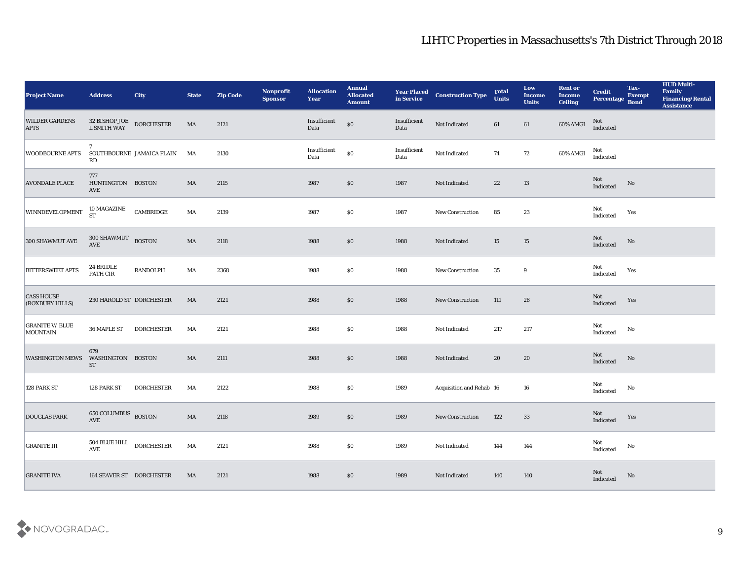# LIHTC Properties in Massachusetts's 7th District Through 2018

| Project Name | Address | City | State | Zip Code | Nonprofit Sponsor | Allocation Year | Annual Allocated Amount | Year Placed in Service | Construction Type | Total Units | Low Income Units | Rent or Income Ceiling | Credit Percentage | Tax-Exempt Bond | HUD Multi-Family Financing/Rental Assistance |
|---|---|---|---|---|---|---|---|---|---|---|---|---|---|---|---|
| WILDER GARDENS APTS | 32 BISHOP JOE L SMITH WAY | DORCHESTER | MA | 2121 | | Insufficient Data | $0 | Insufficient Data | Not Indicated | 61 | 61 | 60% AMGI | Not Indicated | | |
| WOODBOURNE APTS | 7 SOUTHBOURNE RD | JAMAICA PLAIN | MA | 2130 | | Insufficient Data | $0 | Insufficient Data | Not Indicated | 74 | 72 | 60% AMGI | Not Indicated | | |
| AVONDALE PLACE | 777 HUNTINGTON AVE | BOSTON | MA | 2115 | | 1987 | $0 | 1987 | Not Indicated | 22 | 13 | | Not Indicated | No | |
| WINNDEVELOPMENT | 10 MAGAZINE ST | CAMBRIDGE | MA | 2139 | | 1987 | $0 | 1987 | New Construction | 85 | 23 | | Not Indicated | Yes | |
| 300 SHAWMUT AVE | 300 SHAWMUT AVE | BOSTON | MA | 2118 | | 1988 | $0 | 1988 | Not Indicated | 15 | 15 | | Not Indicated | No | |
| BITTERSWEET APTS | 24 BRIDLE PATH CIR | RANDOLPH | MA | 2368 | | 1988 | $0 | 1988 | New Construction | 35 | 9 | | Not Indicated | Yes | |
| CASS HOUSE (ROXBURY HILLS) | 230 HAROLD ST | DORCHESTER | MA | 2121 | | 1988 | $0 | 1988 | New Construction | 111 | 28 | | Not Indicated | Yes | |
| GRANITE V/ BLUE MOUNTAIN | 36 MAPLE ST | DORCHESTER | MA | 2121 | | 1988 | $0 | 1988 | Not Indicated | 217 | 217 | | Not Indicated | No | |
| WASHINGTON MEWS | 679 WASHINGTON ST | BOSTON | MA | 2111 | | 1988 | $0 | 1988 | Not Indicated | 20 | 20 | | Not Indicated | No | |
| 128 PARK ST | 128 PARK ST | DORCHESTER | MA | 2122 | | 1988 | $0 | 1989 | Acquisition and Rehab | 16 | 16 | | Not Indicated | No | |
| DOUGLAS PARK | 650 COLUMBUS AVE | BOSTON | MA | 2118 | | 1989 | $0 | 1989 | New Construction | 122 | 33 | | Not Indicated | Yes | |
| GRANITE III | 504 BLUE HILL AVE | DORCHESTER | MA | 2121 | | 1988 | $0 | 1989 | Not Indicated | 144 | 144 | | Not Indicated | No | |
| GRANITE IVA | 164 SEAVER ST | DORCHESTER | MA | 2121 | | 1988 | $0 | 1989 | Not Indicated | 140 | 140 | | Not Indicated | No | |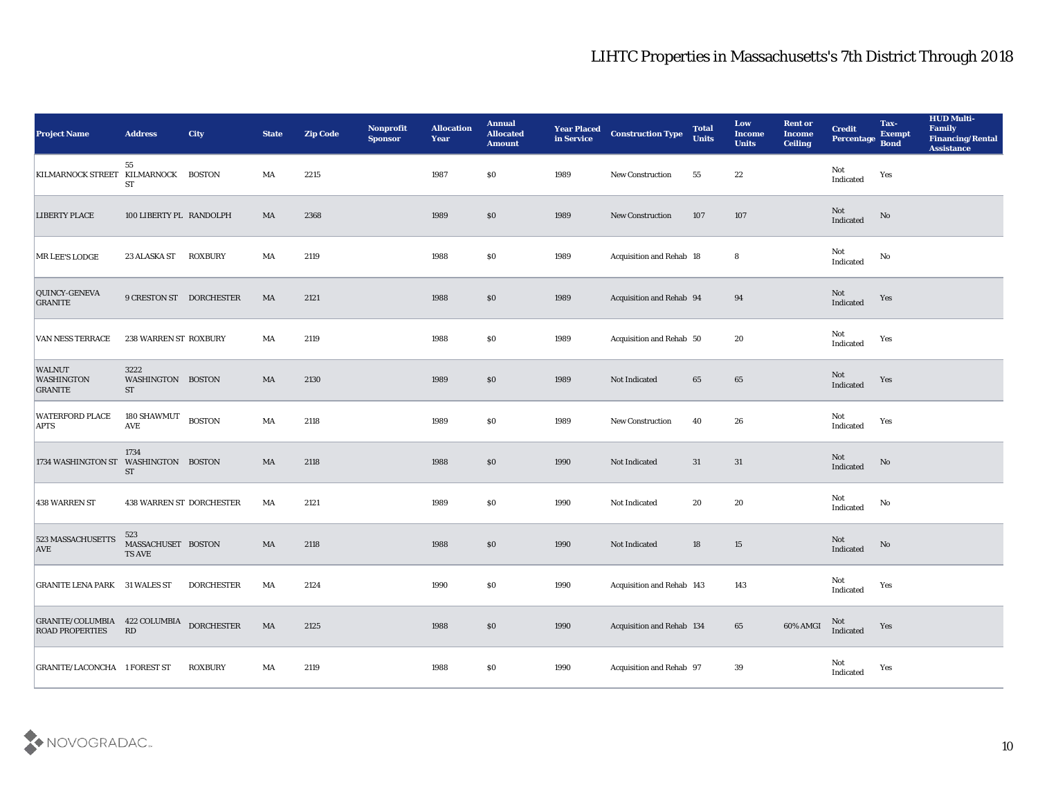# LIHTC Properties in Massachusetts's 7th District Through 2018

| Project Name | Address | City | State | Zip Code | Nonprofit Sponsor | Allocation Year | Annual Allocated Amount | Year Placed in Service | Construction Type | Total Units | Low Income Units | Rent or Income Ceiling | Credit Percentage | Tax-Exempt Bond | HUD Multi-Family Financing/Rental Assistance |
|---|---|---|---|---|---|---|---|---|---|---|---|---|---|---|---|
| KILMARNOCK STREET | 55 KILMARNOCK ST | BOSTON | MA | 2215 | | 1987 | $0 | 1989 | New Construction | 55 | 22 | | Not Indicated | Yes | |
| LIBERTY PLACE | 100 LIBERTY PL | RANDOLPH | MA | 2368 | | 1989 | $0 | 1989 | New Construction | 107 | 107 | | Not Indicated | No | |
| MR LEE'S LODGE | 23 ALASKA ST | ROXBURY | MA | 2119 | | 1988 | $0 | 1989 | Acquisition and Rehab | 18 | 8 | | Not Indicated | No | |
| QUINCY-GENEVA GRANITE | 9 CRESTON ST | DORCHESTER | MA | 2121 | | 1988 | $0 | 1989 | Acquisition and Rehab | 94 | 94 | | Not Indicated | Yes | |
| VAN NESS TERRACE | 238 WARREN ST | ROXBURY | MA | 2119 | | 1988 | $0 | 1989 | Acquisition and Rehab | 50 | 20 | | Not Indicated | Yes | |
| WALNUT WASHINGTON GRANITE | 3222 WASHINGTON ST | BOSTON | MA | 2130 | | 1989 | $0 | 1989 | Not Indicated | 65 | 65 | | Not Indicated | Yes | |
| WATERFORD PLACE APTS | 180 SHAWMUT AVE | BOSTON | MA | 2118 | | 1989 | $0 | 1989 | New Construction | 40 | 26 | | Not Indicated | Yes | |
| 1734 WASHINGTON ST | 1734 WASHINGTON ST | BOSTON | MA | 2118 | | 1988 | $0 | 1990 | Not Indicated | 31 | 31 | | Not Indicated | No | |
| 438 WARREN ST | 438 WARREN ST | DORCHESTER | MA | 2121 | | 1989 | $0 | 1990 | Not Indicated | 20 | 20 | | Not Indicated | No | |
| 523 MASSACHUSETTS AVE | 523 MASSACHUSETTS AVE | BOSTON | MA | 2118 | | 1988 | $0 | 1990 | Not Indicated | 18 | 15 | | Not Indicated | No | |
| GRANITE LENA PARK | 31 WALES ST | DORCHESTER | MA | 2124 | | 1990 | $0 | 1990 | Acquisition and Rehab | 143 | 143 | | Not Indicated | Yes | |
| GRANITE/COLUMBIA ROAD PROPERTIES | 422 COLUMBIA RD | DORCHESTER | MA | 2125 | | 1988 | $0 | 1990 | Acquisition and Rehab | 134 | 65 | 60% AMGI | Not Indicated | Yes | |
| GRANITE/LACONCHA | 1 FOREST ST | ROXBURY | MA | 2119 | | 1988 | $0 | 1990 | Acquisition and Rehab | 97 | 39 | | Not Indicated | Yes | |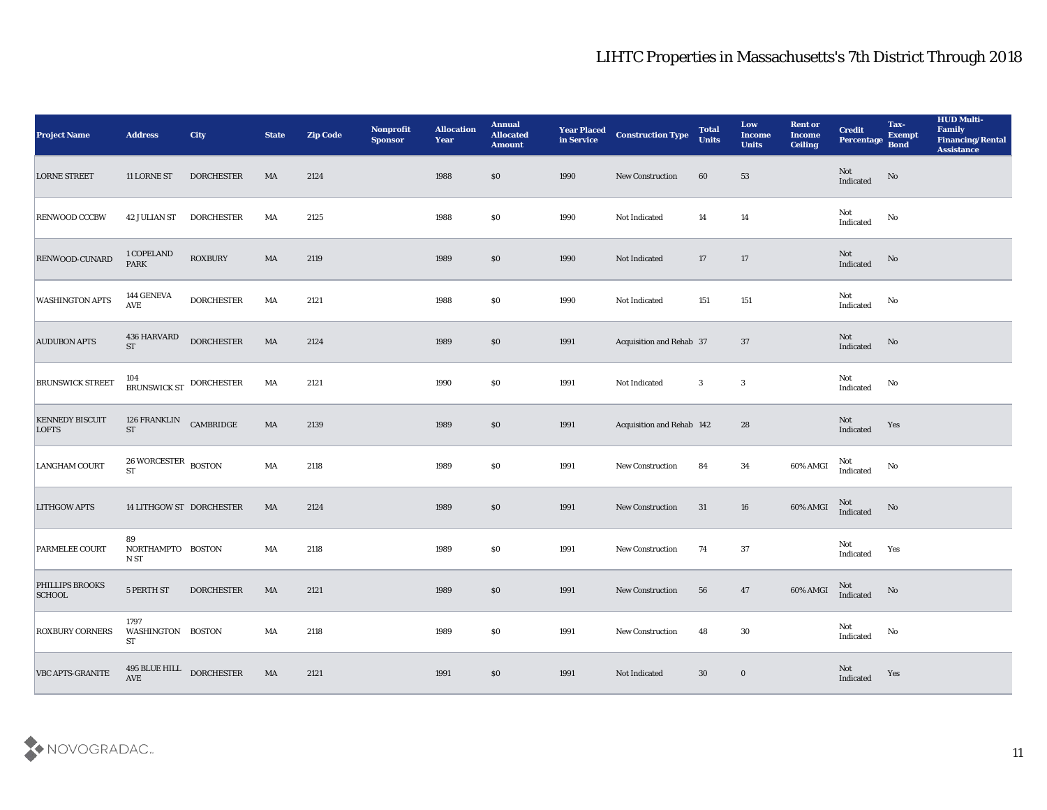# LIHTC Properties in Massachusetts's 7th District Through 2018

| Project Name | Address | City | State | Zip Code | Nonprofit Sponsor | Allocation Year | Annual Allocated Amount | Year Placed in Service | Construction Type | Total Units | Low Income Units | Rent or Income Ceiling | Credit Percentage | Tax-Exempt Bond | HUD Multi-Family Financing/Rental Assistance |
|---|---|---|---|---|---|---|---|---|---|---|---|---|---|---|---|
| LORNE STREET | 11 LORNE ST | DORCHESTER | MA | 2124 | | 1988 | $0 | 1990 | New Construction | 60 | 53 | | Not Indicated | No | |
| RENWOOD CCCBW | 42 JULIAN ST | DORCHESTER | MA | 2125 | | 1988 | $0 | 1990 | Not Indicated | 14 | 14 | | Not Indicated | No | |
| RENWOOD-CUNARD | 1 COPELAND PARK | ROXBURY | MA | 2119 | | 1989 | $0 | 1990 | Not Indicated | 17 | 17 | | Not Indicated | No | |
| WASHINGTON APTS | 144 GENEVA AVE | DORCHESTER | MA | 2121 | | 1988 | $0 | 1990 | Not Indicated | 151 | 151 | | Not Indicated | No | |
| AUDUBON APTS | 436 HARVARD ST | DORCHESTER | MA | 2124 | | 1989 | $0 | 1991 | Acquisition and Rehab | 37 | 37 | | Not Indicated | No | |
| BRUNSWICK STREET | 104 BRUNSWICK ST | DORCHESTER | MA | 2121 | | 1990 | $0 | 1991 | Not Indicated | 3 | 3 | | Not Indicated | No | |
| KENNEDY BISCUIT LOFTS | 126 FRANKLIN ST | CAMBRIDGE | MA | 2139 | | 1989 | $0 | 1991 | Acquisition and Rehab | 142 | 28 | | Not Indicated | Yes | |
| LANGHAM COURT | 26 WORCESTER ST | BOSTON | MA | 2118 | | 1989 | $0 | 1991 | New Construction | 84 | 34 | 60% AMGI | Not Indicated | No | |
| LITHGOW APTS | 14 LITHGOW ST | DORCHESTER | MA | 2124 | | 1989 | $0 | 1991 | New Construction | 31 | 16 | 60% AMGI | Not Indicated | No | |
| PARMELEE COURT | 89 NORTHAMPTON ST | BOSTON | MA | 2118 | | 1989 | $0 | 1991 | New Construction | 74 | 37 | | Not Indicated | Yes | |
| PHILLIPS BROOKS SCHOOL | 5 PERTH ST | DORCHESTER | MA | 2121 | | 1989 | $0 | 1991 | New Construction | 56 | 47 | 60% AMGI | Not Indicated | No | |
| ROXBURY CORNERS | 1797 WASHINGTON ST | BOSTON | MA | 2118 | | 1989 | $0 | 1991 | New Construction | 48 | 30 | | Not Indicated | No | |
| VBC APTS-GRANITE | 495 BLUE HILL AVE | DORCHESTER | MA | 2121 | | 1991 | $0 | 1991 | Not Indicated | 30 | 0 | | Not Indicated | Yes | |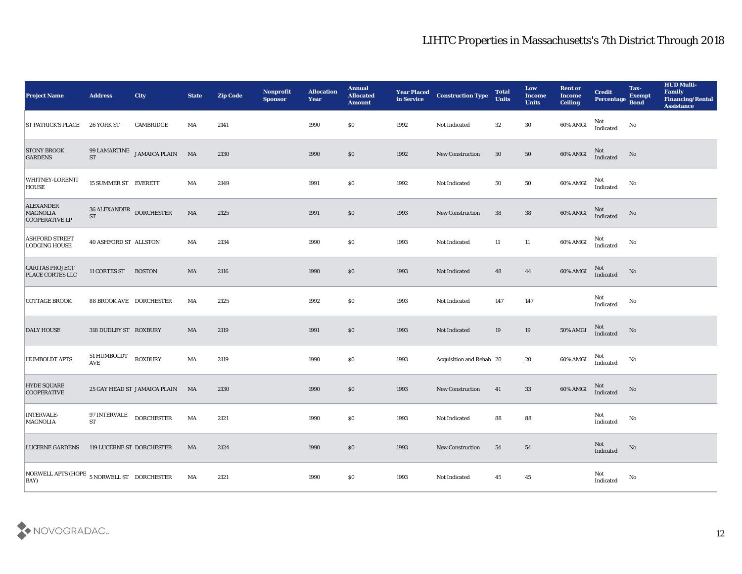# LIHTC Properties in Massachusetts's 7th District Through 2018

| Project Name | Address | City | State | Zip Code | Nonprofit Sponsor | Allocation Year | Annual Allocated Amount | Year Placed in Service | Construction Type | Total Units | Low Income Units | Rent or Income Ceiling | Credit Percentage | Tax-Exempt Bond | HUD Multi-Family Financing/Rental Assistance |
|---|---|---|---|---|---|---|---|---|---|---|---|---|---|---|---|
| ST PATRICK'S PLACE | 26 YORK ST | CAMBRIDGE | MA | 2141 | | 1990 | $0 | 1992 | Not Indicated | 32 | 30 | 60% AMGI | Not Indicated | No | |
| STONY BROOK GARDENS | 99 LAMARTINE ST | JAMAICA PLAIN | MA | 2130 | | 1990 | $0 | 1992 | New Construction | 50 | 50 | 60% AMGI | Not Indicated | No | |
| WHITNEY-LORENTI HOUSE | 15 SUMMER ST | EVERETT | MA | 2149 | | 1991 | $0 | 1992 | Not Indicated | 50 | 50 | 60% AMGI | Not Indicated | No | |
| ALEXANDER MAGNOLIA COOPERATIVE LP | 36 ALEXANDER ST | DORCHESTER | MA | 2125 | | 1991 | $0 | 1993 | New Construction | 38 | 38 | 60% AMGI | Not Indicated | No | |
| ASHFORD STREET LODGING HOUSE | 40 ASHFORD ST | ALLSTON | MA | 2134 | | 1990 | $0 | 1993 | Not Indicated | 11 | 11 | 60% AMGI | Not Indicated | No | |
| CARITAS PROJECT PLACE CORTES LLC | 11 CORTES ST | BOSTON | MA | 2116 | | 1990 | $0 | 1993 | Not Indicated | 48 | 44 | 60% AMGI | Not Indicated | No | |
| COTTAGE BROOK | 88 BROOK AVE | DORCHESTER | MA | 2125 | | 1992 | $0 | 1993 | Not Indicated | 147 | 147 | | Not Indicated | No | |
| DALY HOUSE | 318 DUDLEY ST | ROXBURY | MA | 2119 | | 1991 | $0 | 1993 | Not Indicated | 19 | 19 | 50% AMGI | Not Indicated | No | |
| HUMBOLDT APTS | 51 HUMBOLDT AVE | ROXBURY | MA | 2119 | | 1990 | $0 | 1993 | Acquisition and Rehab | 20 | 20 | 60% AMGI | Not Indicated | No | |
| HYDE SQUARE COOPERATIVE | 25 GAY HEAD ST | JAMAICA PLAIN | MA | 2130 | | 1990 | $0 | 1993 | New Construction | 41 | 33 | 60% AMGI | Not Indicated | No | |
| INTERVALE-MAGNOLIA | 97 INTERVALE ST | DORCHESTER | MA | 2121 | | 1990 | $0 | 1993 | Not Indicated | 88 | 88 | | Not Indicated | No | |
| LUCERNE GARDENS | 119 LUCERNE ST | DORCHESTER | MA | 2124 | | 1990 | $0 | 1993 | New Construction | 54 | 54 | | Not Indicated | No | |
| NORWELL APTS (HOPE BAY) | 5 NORWELL ST | DORCHESTER | MA | 2121 | | 1990 | $0 | 1993 | Not Indicated | 45 | 45 | | Not Indicated | No | |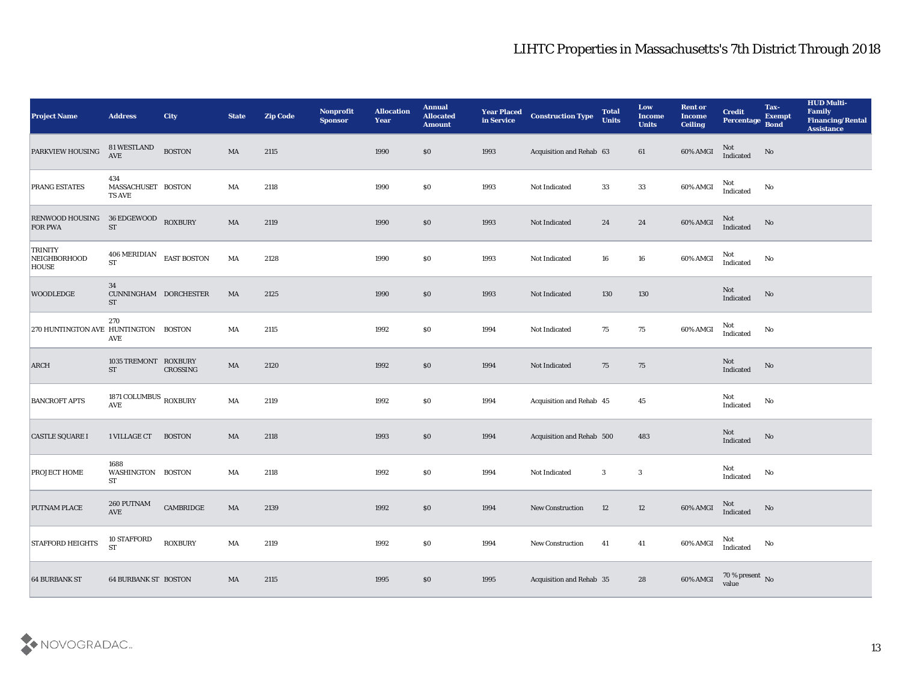## LIHTC Properties in Massachusetts's 7th District Through 2018

| Project Name | Address | City | State | Zip Code | Nonprofit Sponsor | Allocation Year | Annual Allocated Amount | Year Placed in Service | Construction Type | Total Units | Low Income Units | Rent or Income Ceiling | Credit Percentage | Tax-Exempt Bond | HUD Multi-Family Financing/Rental Assistance |
|---|---|---|---|---|---|---|---|---|---|---|---|---|---|---|---|
| PARKVIEW HOUSING | 81 WESTLAND AVE | BOSTON | MA | 2115 | | 1990 | $0 | 1993 | Acquisition and Rehab | 63 | 61 | 60% AMGI | Not Indicated | No | |
| PRANG ESTATES | 434 MASSACHUSETTS AVE | BOSTON | MA | 2118 | | 1990 | $0 | 1993 | Not Indicated | 33 | 33 | 60% AMGI | Not Indicated | No | |
| RENWOOD HOUSING FOR PWA | 36 EDGEWOOD ST | ROXBURY | MA | 2119 | | 1990 | $0 | 1993 | Not Indicated | 24 | 24 | 60% AMGI | Not Indicated | No | |
| TRINITY NEIGHBORHOOD HOUSE | 406 MERIDIAN ST | EAST BOSTON | MA | 2128 | | 1990 | $0 | 1993 | Not Indicated | 16 | 16 | 60% AMGI | Not Indicated | No | |
| WOODLEDGE | 34 CUNNINGHAM ST | DORCHESTER | MA | 2125 | | 1990 | $0 | 1993 | Not Indicated | 130 | 130 | | Not Indicated | No | |
| 270 HUNTINGTON AVE | 270 HUNTINGTON AVE | BOSTON | MA | 2115 | | 1992 | $0 | 1994 | Not Indicated | 75 | 75 | 60% AMGI | Not Indicated | No | |
| ARCH | 1035 TREMONT ST | ROXBURY CROSSING | MA | 2120 | | 1992 | $0 | 1994 | Not Indicated | 75 | 75 | | Not Indicated | No | |
| BANCROFT APTS | 1871 COLUMBUS AVE | ROXBURY | MA | 2119 | | 1992 | $0 | 1994 | Acquisition and Rehab | 45 | 45 | | Not Indicated | No | |
| CASTLE SQUARE I | 1 VILLAGE CT | BOSTON | MA | 2118 | | 1993 | $0 | 1994 | Acquisition and Rehab | 500 | 483 | | Not Indicated | No | |
| PROJECT HOME | 1688 WASHINGTON ST | BOSTON | MA | 2118 | | 1992 | $0 | 1994 | Not Indicated | 3 | 3 | | Not Indicated | No | |
| PUTNAM PLACE | 260 PUTNAM AVE | CAMBRIDGE | MA | 2139 | | 1992 | $0 | 1994 | New Construction | 12 | 12 | 60% AMGI | Not Indicated | No | |
| STAFFORD HEIGHTS | 10 STAFFORD ST | ROXBURY | MA | 2119 | | 1992 | $0 | 1994 | New Construction | 41 | 41 | 60% AMGI | Not Indicated | No | |
| 64 BURBANK ST | 64 BURBANK ST | BOSTON | MA | 2115 | | 1995 | $0 | 1995 | Acquisition and Rehab | 35 | 28 | 60% AMGI | 70 % present value | No | |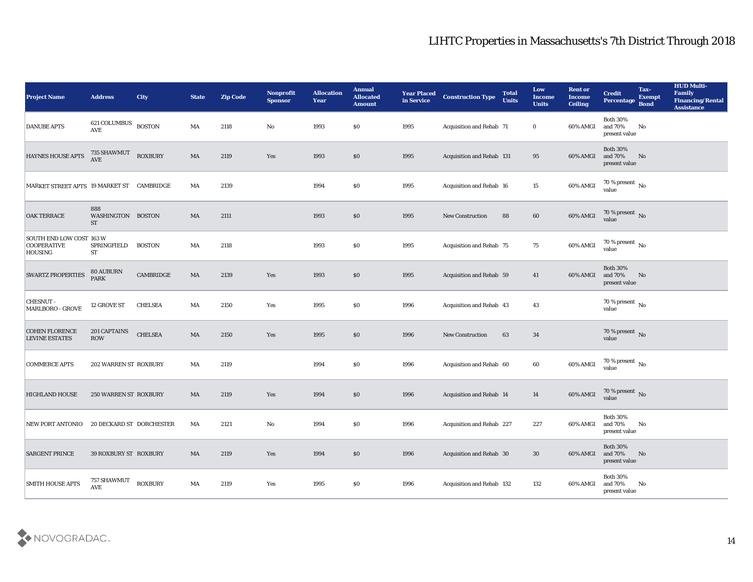# LIHTC Properties in Massachusetts's 7th District Through 2018

| Project Name | Address | City | State | Zip Code | Nonprofit Sponsor | Allocation Year | Annual Allocated Amount | Year Placed in Service | Construction Type | Total Units | Low Income Units | Rent or Income Ceiling | Credit Percentage | Tax-Exempt Bond | HUD Multi-Family Financing/Rental Assistance |
|---|---|---|---|---|---|---|---|---|---|---|---|---|---|---|---|
| DANUBE APTS | 621 COLUMBUS AVE | BOSTON | MA | 2118 | No | 1993 | $0 | 1995 | Acquisition and Rehab | 71 | 0 | 60% AMGI | Both 30% and 70% present value | No | |
| HAYNES HOUSE APTS | 735 SHAWMUT AVE | ROXBURY | MA | 2119 | Yes | 1993 | $0 | 1995 | Acquisition and Rehab | 131 | 95 | 60% AMGI | Both 30% and 70% present value | No | |
| MARKET STREET APTS | 19 MARKET ST | CAMBRIDGE | MA | 2139 | | 1994 | $0 | 1995 | Acquisition and Rehab | 16 | 15 | 60% AMGI | 70 % present value | No | |
| OAK TERRACE | 888 WASHINGTON ST | BOSTON | MA | 2111 | | 1993 | $0 | 1995 | New Construction | 88 | 60 | 60% AMGI | 70 % present value | No | |
| SOUTH END LOW COST COOPERATIVE HOUSING | 163 W SPRINGFIELD ST | BOSTON | MA | 2118 | | 1993 | $0 | 1995 | Acquisition and Rehab | 75 | 75 | 60% AMGI | 70 % present value | No | |
| SWARTZ PROPERTIES | 80 AUBURN PARK | CAMBRIDGE | MA | 2139 | Yes | 1993 | $0 | 1995 | Acquisition and Rehab | 59 | 41 | 60% AMGI | Both 30% and 70% present value | No | |
| CHESNUT - MARLBORO - GROVE | 12 GROVE ST | CHELSEA | MA | 2150 | Yes | 1995 | $0 | 1996 | Acquisition and Rehab | 43 | 43 | | 70 % present value | No | |
| COHEN FLORENCE LEVINE ESTATES | 201 CAPTAINS ROW | CHELSEA | MA | 2150 | Yes | 1995 | $0 | 1996 | New Construction | 63 | 34 | | 70 % present value | No | |
| COMMERCE APTS | 202 WARREN ST | ROXBURY | MA | 2119 | | 1994 | $0 | 1996 | Acquisition and Rehab | 60 | 60 | 60% AMGI | 70 % present value | No | |
| HIGHLAND HOUSE | 250 WARREN ST | ROXBURY | MA | 2119 | Yes | 1994 | $0 | 1996 | Acquisition and Rehab | 14 | 14 | 60% AMGI | 70 % present value | No | |
| NEW PORT ANTONIO | 20 DECKARD ST | DORCHESTER | MA | 2121 | No | 1994 | $0 | 1996 | Acquisition and Rehab | 227 | 227 | 60% AMGI | Both 30% and 70% present value | No | |
| SARGENT PRINCE | 39 ROXBURY ST | ROXBURY | MA | 2119 | Yes | 1994 | $0 | 1996 | Acquisition and Rehab | 30 | 30 | 60% AMGI | Both 30% and 70% present value | No | |
| SMITH HOUSE APTS | 757 SHAWMUT AVE | ROXBURY | MA | 2119 | Yes | 1995 | $0 | 1996 | Acquisition and Rehab | 132 | 132 | 60% AMGI | Both 30% and 70% present value | No | |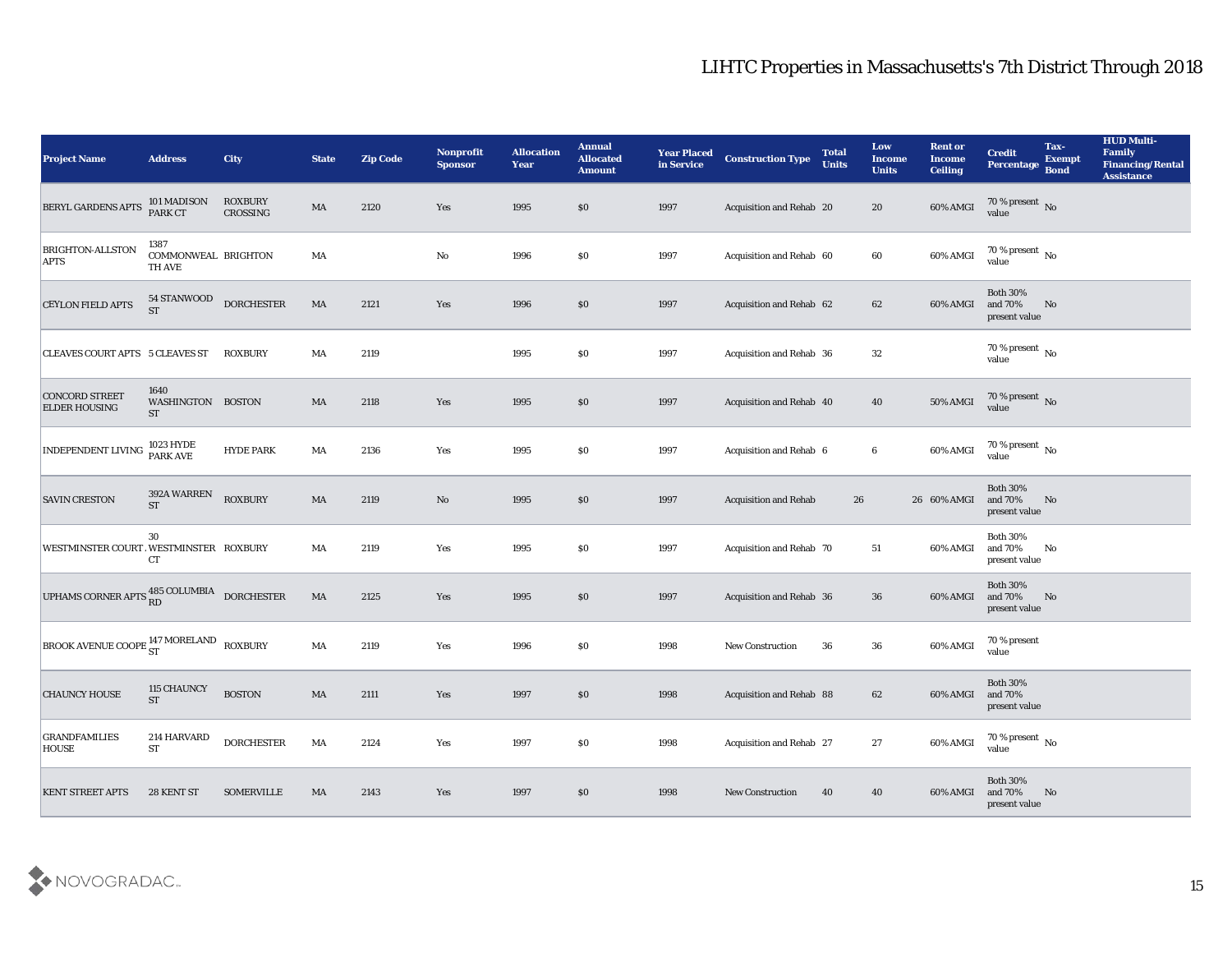# LIHTC Properties in Massachusetts's 7th District Through 2018

| Project Name | Address | City | State | Zip Code | Nonprofit Sponsor | Allocation Year | Annual Allocated Amount | Year Placed in Service | Construction Type | Total Units | Low Income Units | Rent or Income Ceiling | Credit Percentage | Tax-Exempt Bond | HUD Multi-Family Financing/Rental Assistance |
|---|---|---|---|---|---|---|---|---|---|---|---|---|---|---|---|
| BERYL GARDENS APTS | 101 MADISON PARK CT | ROXBURY CROSSING | MA | 2120 | Yes | 1995 | $0 | 1997 | Acquisition and Rehab | 20 | 20 | 60% AMGI | 70 % present value | No | |
| BRIGHTON-ALLSTON APTS | 1387 COMMONWEALTH AVE | BRIGHTON | MA | | No | 1996 | $0 | 1997 | Acquisition and Rehab | 60 | 60 | 60% AMGI | 70 % present value | No | |
| CEYLON FIELD APTS | 54 STANWOOD ST | DORCHESTER | MA | 2121 | Yes | 1996 | $0 | 1997 | Acquisition and Rehab | 62 | 62 | 60% AMGI | Both 30% and 70% present value | No | |
| CLEAVES COURT APTS | 5 CLEAVES ST | ROXBURY | MA | 2119 | | 1995 | $0 | 1997 | Acquisition and Rehab | 36 | 32 | | 70 % present value | No | |
| CONCORD STREET ELDER HOUSING | 1640 WASHINGTON ST | BOSTON | MA | 2118 | Yes | 1995 | $0 | 1997 | Acquisition and Rehab | 40 | 40 | 50% AMGI | 70 % present value | No | |
| INDEPENDENT LIVING | 1023 HYDE PARK AVE | HYDE PARK | MA | 2136 | Yes | 1995 | $0 | 1997 | Acquisition and Rehab | 6 | 6 | 60% AMGI | 70 % present value | No | |
| SAVIN CRESTON | 392A WARREN ST | ROXBURY | MA | 2119 | No | 1995 | $0 | 1997 | Acquisition and Rehab | 26 | 26 | 60% AMGI | Both 30% and 70% present value | No | |
| WESTMINSTER COURT . | 30 WESTMINSTER CT | ROXBURY | MA | 2119 | Yes | 1995 | $0 | 1997 | Acquisition and Rehab | 70 | 51 | 60% AMGI | Both 30% and 70% present value | No | |
| UPHAMS CORNER APTS | 485 COLUMBIA RD | DORCHESTER | MA | 2125 | Yes | 1995 | $0 | 1997 | Acquisition and Rehab | 36 | 36 | 60% AMGI | Both 30% and 70% present value | No | |
| BROOK AVENUE COOPE | 147 MORELAND ST | ROXBURY | MA | 2119 | Yes | 1996 | $0 | 1998 | New Construction | 36 | 36 | 60% AMGI | 70 % present value | | |
| CHAUNCY HOUSE | 115 CHAUNCY ST | BOSTON | MA | 2111 | Yes | 1997 | $0 | 1998 | Acquisition and Rehab | 88 | 62 | 60% AMGI | Both 30% and 70% present value | | |
| GRANDFAMILIES HOUSE | 214 HARVARD ST | DORCHESTER | MA | 2124 | Yes | 1997 | $0 | 1998 | Acquisition and Rehab | 27 | 27 | 60% AMGI | 70 % present value | No | |
| KENT STREET APTS | 28 KENT ST | SOMERVILLE | MA | 2143 | Yes | 1997 | $0 | 1998 | New Construction | 40 | 40 | 60% AMGI | Both 30% and 70% present value | No | |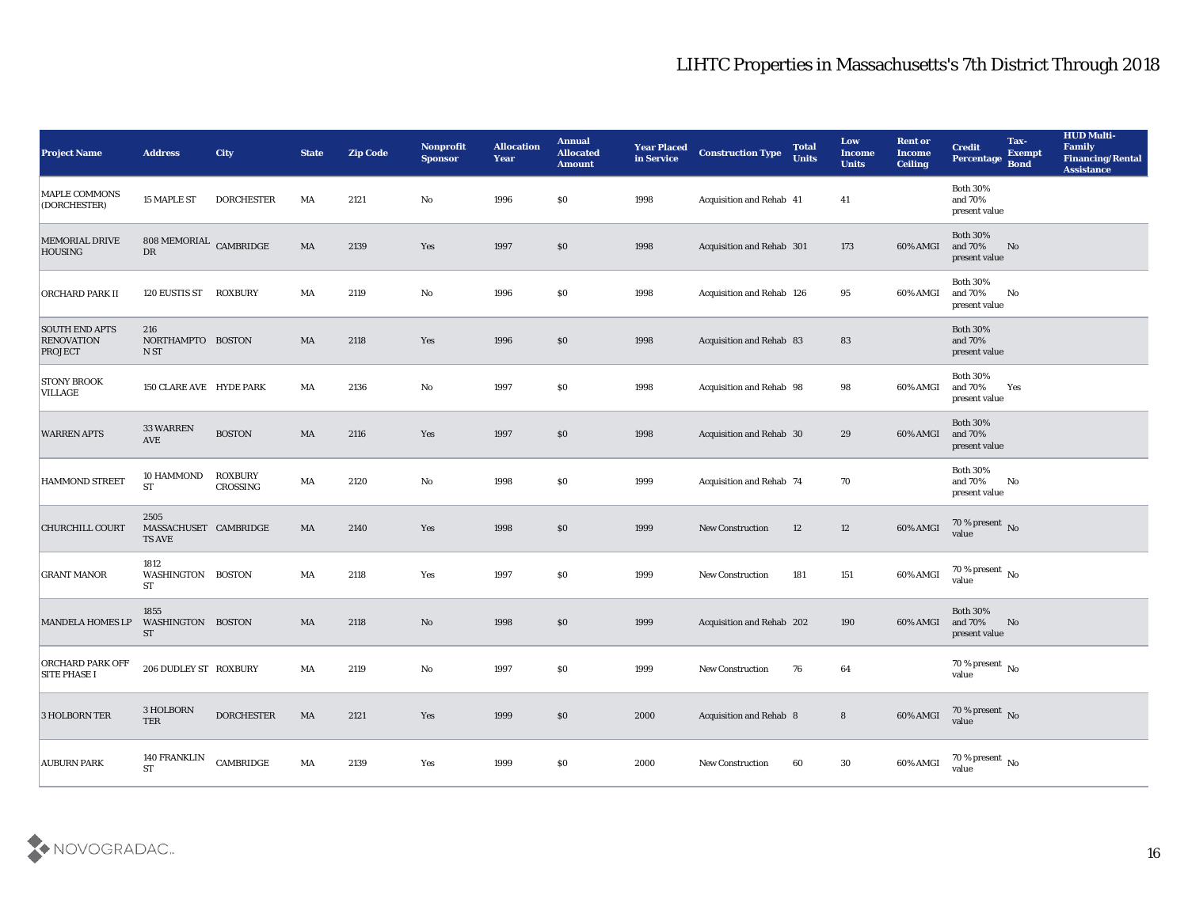## LIHTC Properties in Massachusetts's 7th District Through 2018

| Project Name | Address | City | State | Zip Code | Nonprofit Sponsor | Allocation Year | Annual Allocated Amount | Year Placed in Service | Construction Type | Total Units | Low Income Units | Rent or Income Ceiling | Credit Percentage | Tax-Exempt Bond | HUD Multi-Family Financing/Rental Assistance |
|---|---|---|---|---|---|---|---|---|---|---|---|---|---|---|---|
| MAPLE COMMONS (DORCHESTER) | 15 MAPLE ST | DORCHESTER | MA | 2121 | No | 1996 | $0 | 1998 | Acquisition and Rehab | 41 | 41 | | Both 30% and 70% present value | | |
| MEMORIAL DRIVE HOUSING | 808 MEMORIAL DR | CAMBRIDGE | MA | 2139 | Yes | 1997 | $0 | 1998 | Acquisition and Rehab | 301 | 173 | 60% AMGI | Both 30% and 70% present value | No | |
| ORCHARD PARK II | 120 EUSTIS ST | ROXBURY | MA | 2119 | No | 1996 | $0 | 1998 | Acquisition and Rehab | 126 | 95 | 60% AMGI | Both 30% and 70% present value | No | |
| SOUTH END APTS RENOVATION PROJECT | 216 NORTHAMPTON ST | BOSTON | MA | 2118 | Yes | 1996 | $0 | 1998 | Acquisition and Rehab | 83 | 83 | | Both 30% and 70% present value | | |
| STONY BROOK VILLAGE | 150 CLARE AVE | HYDE PARK | MA | 2136 | No | 1997 | $0 | 1998 | Acquisition and Rehab | 98 | 98 | 60% AMGI | Both 30% and 70% present value | Yes | |
| WARREN APTS | 33 WARREN AVE | BOSTON | MA | 2116 | Yes | 1997 | $0 | 1998 | Acquisition and Rehab | 30 | 29 | 60% AMGI | Both 30% and 70% present value | | |
| HAMMOND STREET | 10 HAMMOND ST | ROXBURY CROSSING | MA | 2120 | No | 1998 | $0 | 1999 | Acquisition and Rehab | 74 | 70 | | Both 30% and 70% present value | No | |
| CHURCHILL COURT | 2505 MASSACHUSETTS AVE | CAMBRIDGE | MA | 2140 | Yes | 1998 | $0 | 1999 | New Construction | 12 | 12 | 60% AMGI | 70 % present value | No | |
| GRANT MANOR | 1812 WASHINGTON ST | BOSTON | MA | 2118 | Yes | 1997 | $0 | 1999 | New Construction | 181 | 151 | 60% AMGI | 70 % present value | No | |
| MANDELA HOMES LP | 1855 WASHINGTON ST | BOSTON | MA | 2118 | No | 1998 | $0 | 1999 | Acquisition and Rehab | 202 | 190 | 60% AMGI | Both 30% and 70% present value | No | |
| ORCHARD PARK OFF SITE PHASE I | 206 DUDLEY ST | ROXBURY | MA | 2119 | No | 1997 | $0 | 1999 | New Construction | 76 | 64 | | 70 % present value | No | |
| 3 HOLBORN TER | 3 HOLBORN TER | DORCHESTER | MA | 2121 | Yes | 1999 | $0 | 2000 | Acquisition and Rehab | 8 | 8 | 60% AMGI | 70 % present value | No | |
| AUBURN PARK | 140 FRANKLIN ST | CAMBRIDGE | MA | 2139 | Yes | 1999 | $0 | 2000 | New Construction | 60 | 30 | 60% AMGI | 70 % present value | No | |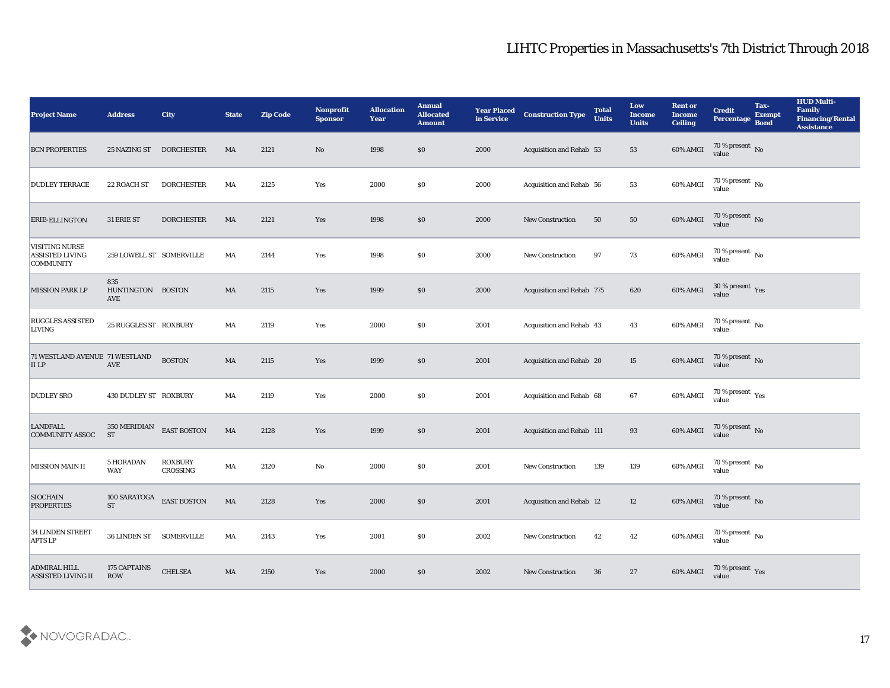# LIHTC Properties in Massachusetts's 7th District Through 2018

| Project Name | Address | City | State | Zip Code | Nonprofit Sponsor | Allocation Year | Annual Allocated Amount | Year Placed in Service | Construction Type | Total Units | Low Income Units | Rent or Income Ceiling | Credit Percentage | Tax-Exempt Bond | HUD Multi-Family Financing/Rental Assistance |
|---|---|---|---|---|---|---|---|---|---|---|---|---|---|---|---|
| BCN PROPERTIES | 25 NAZING ST | DORCHESTER | MA | 2121 | No | 1998 | $0 | 2000 | Acquisition and Rehab | 53 | 53 | 60% AMGI | 70 % present value | No | |
| DUDLEY TERRACE | 22 ROACH ST | DORCHESTER | MA | 2125 | Yes | 2000 | $0 | 2000 | Acquisition and Rehab | 56 | 53 | 60% AMGI | 70 % present value | No | |
| ERIE-ELLINGTON | 31 ERIE ST | DORCHESTER | MA | 2121 | Yes | 1998 | $0 | 2000 | New Construction | 50 | 50 | 60% AMGI | 70 % present value | No | |
| VISITING NURSE ASSISTED LIVING COMMUNITY | 259 LOWELL ST | SOMERVILLE | MA | 2144 | Yes | 1998 | $0 | 2000 | New Construction | 97 | 73 | 60% AMGI | 70 % present value | No | |
| MISSION PARK LP | 835 HUNTINGTON AVE | BOSTON | MA | 2115 | Yes | 1999 | $0 | 2000 | Acquisition and Rehab | 775 | 620 | 60% AMGI | 30 % present value | Yes | |
| RUGGLES ASSISTED LIVING | 25 RUGGLES ST | ROXBURY | MA | 2119 | Yes | 2000 | $0 | 2001 | Acquisition and Rehab | 43 | 43 | 60% AMGI | 70 % present value | No | |
| 71 WESTLAND AVENUE II LP | 71 WESTLAND AVE | BOSTON | MA | 2115 | Yes | 1999 | $0 | 2001 | Acquisition and Rehab | 20 | 15 | 60% AMGI | 70 % present value | No | |
| DUDLEY SRO | 430 DUDLEY ST | ROXBURY | MA | 2119 | Yes | 2000 | $0 | 2001 | Acquisition and Rehab | 68 | 67 | 60% AMGI | 70 % present value | Yes | |
| LANDFALL COMMUNITY ASSOC | 350 MERIDIAN ST | EAST BOSTON | MA | 2128 | Yes | 1999 | $0 | 2001 | Acquisition and Rehab | 111 | 93 | 60% AMGI | 70 % present value | No | |
| MISSION MAIN II | 5 HORADAN WAY | ROXBURY CROSSING | MA | 2120 | No | 2000 | $0 | 2001 | New Construction | 139 | 139 | 60% AMGI | 70 % present value | No | |
| SIOCHAIN PROPERTIES | 100 SARATOGA ST | EAST BOSTON | MA | 2128 | Yes | 2000 | $0 | 2001 | Acquisition and Rehab | 12 | 12 | 60% AMGI | 70 % present value | No | |
| 34 LINDEN STREET APTS LP | 36 LINDEN ST | SOMERVILLE | MA | 2143 | Yes | 2001 | $0 | 2002 | New Construction | 42 | 42 | 60% AMGI | 70 % present value | No | |
| ADMIRAL HILL ASSISTED LIVING II | 175 CAPTAINS ROW | CHELSEA | MA | 2150 | Yes | 2000 | $0 | 2002 | New Construction | 36 | 27 | 60% AMGI | 70 % present value | Yes | |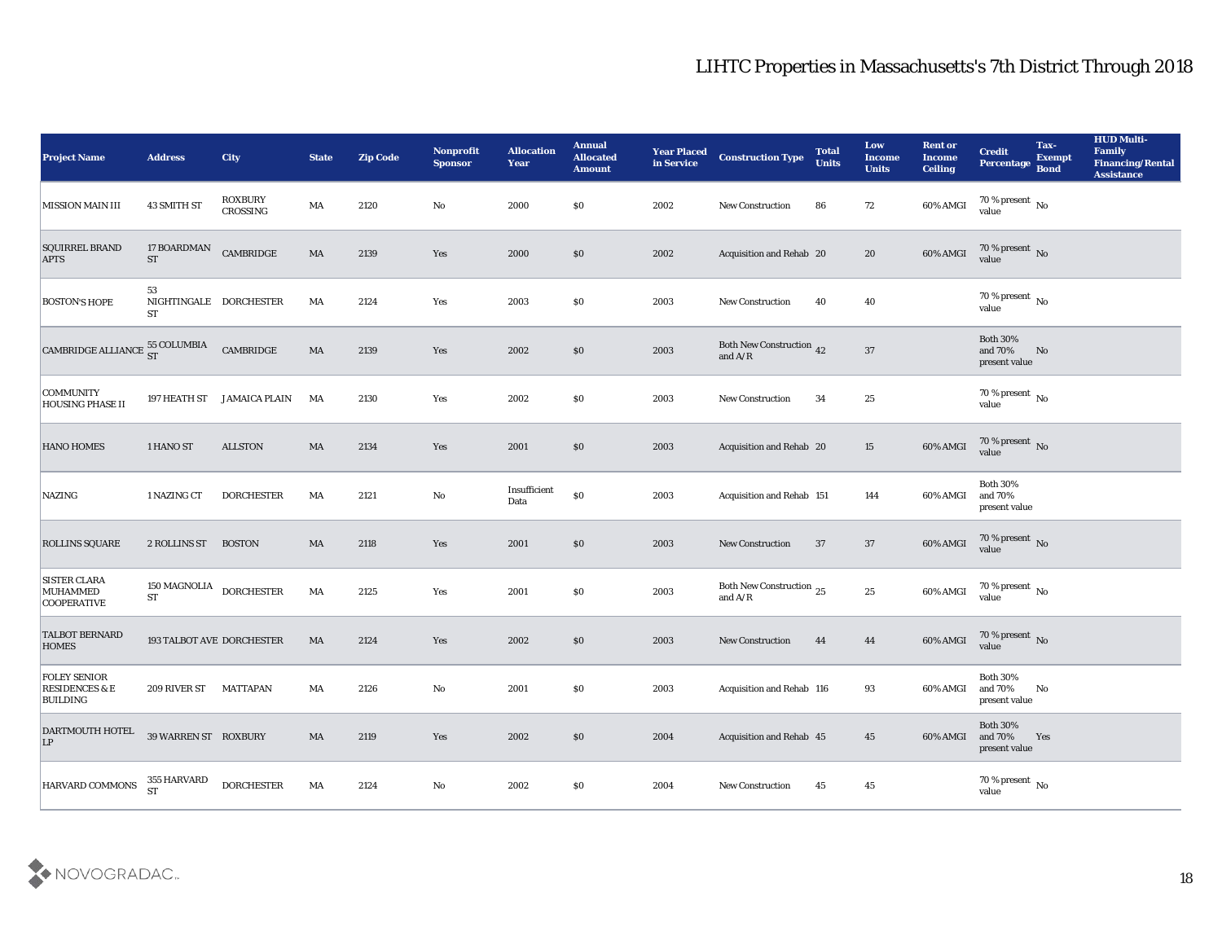# LIHTC Properties in Massachusetts's 7th District Through 2018

| Project Name | Address | City | State | Zip Code | Nonprofit Sponsor | Allocation Year | Annual Allocated Amount | Year Placed in Service | Construction Type | Total Units | Low Income Units | Rent or Income Ceiling | Credit Percentage | Tax-Exempt Bond | HUD Multi-Family Financing/Rental Assistance |
|---|---|---|---|---|---|---|---|---|---|---|---|---|---|---|---|
| MISSION MAIN III | 43 SMITH ST | ROXBURY CROSSING | MA | 2120 | No | 2000 | $0 | 2002 | New Construction | 86 | 72 | 60% AMGI | 70 % present value | No | |
| SQUIRREL BRAND APTS | 17 BOARDMAN ST | CAMBRIDGE | MA | 2139 | Yes | 2000 | $0 | 2002 | Acquisition and Rehab | 20 | 20 | 60% AMGI | 70 % present value | No | |
| BOSTON'S HOPE | 53 NIGHTINGALE ST | DORCHESTER | MA | 2124 | Yes | 2003 | $0 | 2003 | New Construction | 40 | 40 | | 70 % present value | No | |
| CAMBRIDGE ALLIANCE | 55 COLUMBIA ST | CAMBRIDGE | MA | 2139 | Yes | 2002 | $0 | 2003 | Both New Construction and A/R | 42 | 37 | | Both 30% and 70% present value | No | |
| COMMUNITY HOUSING PHASE II | 197 HEATH ST | JAMAICA PLAIN | MA | 2130 | Yes | 2002 | $0 | 2003 | New Construction | 34 | 25 | | 70 % present value | No | |
| HANO HOMES | 1 HANO ST | ALLSTON | MA | 2134 | Yes | 2001 | $0 | 2003 | Acquisition and Rehab | 20 | 15 | 60% AMGI | 70 % present value | No | |
| NAZING | 1 NAZING CT | DORCHESTER | MA | 2121 | No | Insufficient Data | $0 | 2003 | Acquisition and Rehab | 151 | 144 | 60% AMGI | Both 30% and 70% present value | | |
| ROLLINS SQUARE | 2 ROLLINS ST | BOSTON | MA | 2118 | Yes | 2001 | $0 | 2003 | New Construction | 37 | 37 | 60% AMGI | 70 % present value | No | |
| SISTER CLARA MUHAMMED COOPERATIVE | 150 MAGNOLIA ST | DORCHESTER | MA | 2125 | Yes | 2001 | $0 | 2003 | Both New Construction and A/R | 25 | 25 | 60% AMGI | 70 % present value | No | |
| TALBOT BERNARD HOMES | 193 TALBOT AVE | DORCHESTER | MA | 2124 | Yes | 2002 | $0 | 2003 | New Construction | 44 | 44 | 60% AMGI | 70 % present value | No | |
| FOLEY SENIOR RESIDENCES & E BUILDING | 209 RIVER ST | MATTAPAN | MA | 2126 | No | 2001 | $0 | 2003 | Acquisition and Rehab | 116 | 93 | 60% AMGI | Both 30% and 70% present value | No | |
| DARTMOUTH HOTEL LP | 39 WARREN ST | ROXBURY | MA | 2119 | Yes | 2002 | $0 | 2004 | Acquisition and Rehab | 45 | 45 | 60% AMGI | Both 30% and 70% present value | Yes | |
| HARVARD COMMONS | 355 HARVARD ST | DORCHESTER | MA | 2124 | No | 2002 | $0 | 2004 | New Construction | 45 | 45 | | 70 % present value | No | |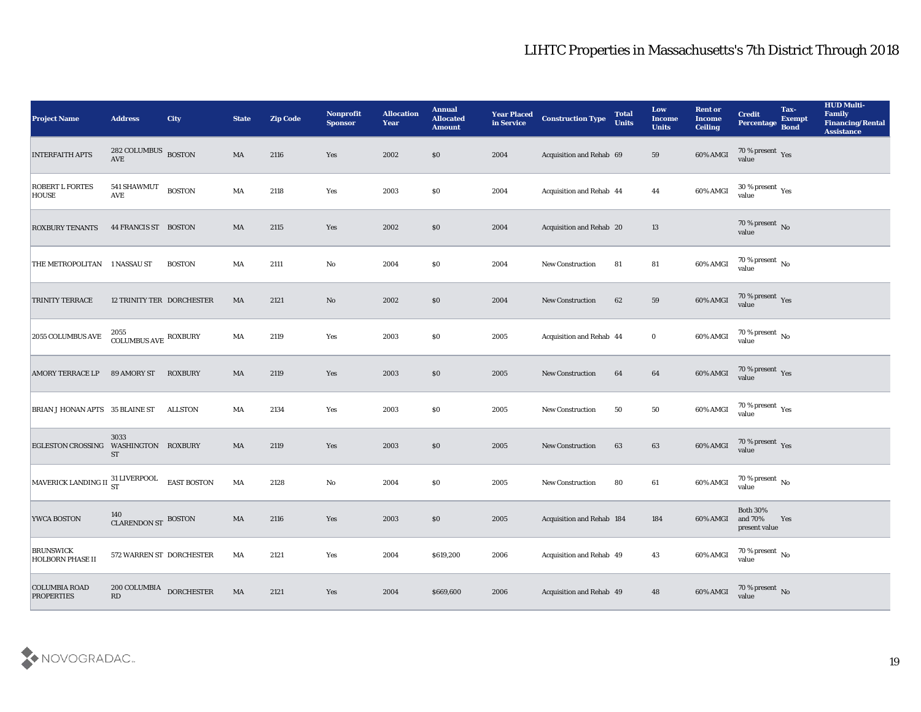# LIHTC Properties in Massachusetts's 7th District Through 2018

| Project Name | Address | City | State | Zip Code | Nonprofit Sponsor | Allocation Year | Annual Allocated Amount | Year Placed in Service | Construction Type | Total Units | Low Income Units | Rent or Income Ceiling | Credit Percentage | Tax-Exempt Bond | HUD Multi-Family Financing/Rental Assistance |
|---|---|---|---|---|---|---|---|---|---|---|---|---|---|---|---|
| INTERFAITH APTS | 282 COLUMBUS AVE | BOSTON | MA | 2116 | Yes | 2002 | $0 | 2004 | Acquisition and Rehab | 69 | 59 | 60% AMGI | 70 % present value | Yes | |
| ROBERT L FORTES HOUSE | 541 SHAWMUT AVE | BOSTON | MA | 2118 | Yes | 2003 | $0 | 2004 | Acquisition and Rehab | 44 | 44 | 60% AMGI | 30 % present value | Yes | |
| ROXBURY TENANTS | 44 FRANCIS ST | BOSTON | MA | 2115 | Yes | 2002 | $0 | 2004 | Acquisition and Rehab | 20 | 13 | | 70 % present value | No | |
| THE METROPOLITAN | 1 NASSAU ST | BOSTON | MA | 2111 | No | 2004 | $0 | 2004 | New Construction | 81 | 81 | 60% AMGI | 70 % present value | No | |
| TRINITY TERRACE | 12 TRINITY TER | DORCHESTER | MA | 2121 | No | 2002 | $0 | 2004 | New Construction | 62 | 59 | 60% AMGI | 70 % present value | Yes | |
| 2055 COLUMBUS AVE | 2055 COLUMBUS AVE | ROXBURY | MA | 2119 | Yes | 2003 | $0 | 2005 | Acquisition and Rehab | 44 | 0 | 60% AMGI | 70 % present value | No | |
| AMORY TERRACE LP | 89 AMORY ST | ROXBURY | MA | 2119 | Yes | 2003 | $0 | 2005 | New Construction | 64 | 64 | 60% AMGI | 70 % present value | Yes | |
| BRIAN J HONAN APTS | 35 BLAINE ST | ALLSTON | MA | 2134 | Yes | 2003 | $0 | 2005 | New Construction | 50 | 50 | 60% AMGI | 70 % present value | Yes | |
| EGLESTON CROSSING | 3033 WASHINGTON ST | ROXBURY | MA | 2119 | Yes | 2003 | $0 | 2005 | New Construction | 63 | 63 | 60% AMGI | 70 % present value | Yes | |
| MAVERICK LANDING II | 31 LIVERPOOL ST | EAST BOSTON | MA | 2128 | No | 2004 | $0 | 2005 | New Construction | 80 | 61 | 60% AMGI | 70 % present value | No | |
| YWCA BOSTON | 140 CLARENDON ST | BOSTON | MA | 2116 | Yes | 2003 | $0 | 2005 | Acquisition and Rehab | 184 | 184 | 60% AMGI | Both 30% and 70% present value | Yes | |
| BRUNSWICK HOLBORN PHASE II | 572 WARREN ST | DORCHESTER | MA | 2121 | Yes | 2004 | $619,200 | 2006 | Acquisition and Rehab | 49 | 43 | 60% AMGI | 70 % present value | No | |
| COLUMBIA ROAD PROPERTIES | 200 COLUMBIA RD | DORCHESTER | MA | 2121 | Yes | 2004 | $669,600 | 2006 | Acquisition and Rehab | 49 | 48 | 60% AMGI | 70 % present value | No | |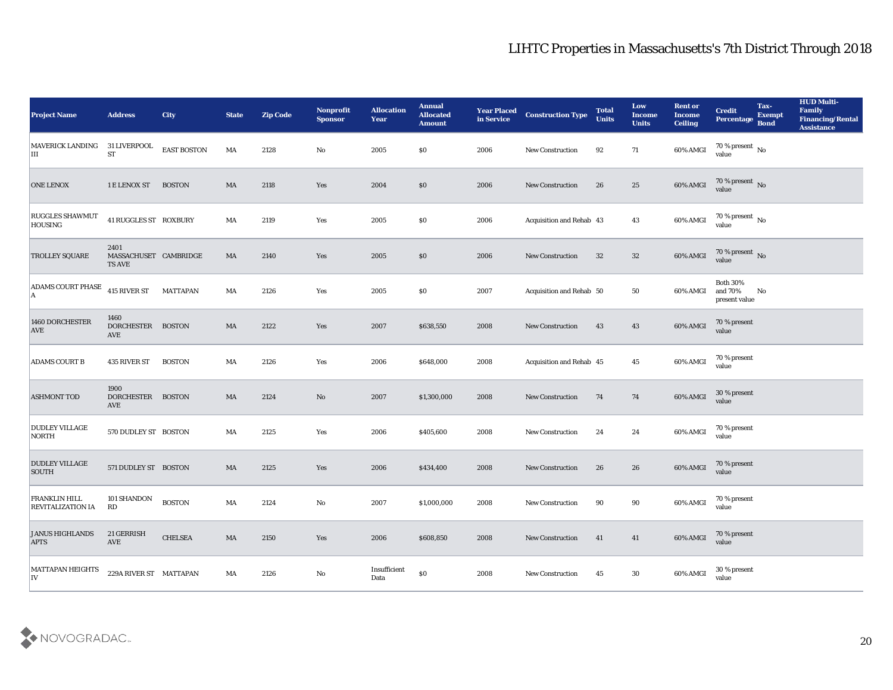# LIHTC Properties in Massachusetts's 7th District Through 2018

| Project Name | Address | City | State | Zip Code | Nonprofit Sponsor | Allocation Year | Annual Allocated Amount | Year Placed in Service | Construction Type | Total Units | Low Income Units | Rent or Income Ceiling | Credit Percentage | Tax-Exempt Bond | HUD Multi-Family Financing/Rental Assistance |
|---|---|---|---|---|---|---|---|---|---|---|---|---|---|---|---|
| MAVERICK LANDING III | 31 LIVERPOOL ST | EAST BOSTON | MA | 2128 | No | 2005 | $0 | 2006 | New Construction | 92 | 71 | 60% AMGI | 70 % present value | No | |
| ONE LENOX | 1 E LENOX ST | BOSTON | MA | 2118 | Yes | 2004 | $0 | 2006 | New Construction | 26 | 25 | 60% AMGI | 70 % present value | No | |
| RUGGLES SHAWMUT HOUSING | 41 RUGGLES ST | ROXBURY | MA | 2119 | Yes | 2005 | $0 | 2006 | Acquisition and Rehab | 43 | 43 | 60% AMGI | 70 % present value | No | |
| TROLLEY SQUARE | 2401 MASSACHUSETTS AVE | CAMBRIDGE | MA | 2140 | Yes | 2005 | $0 | 2006 | New Construction | 32 | 32 | 60% AMGI | 70 % present value | No | |
| ADAMS COURT PHASE A | 415 RIVER ST | MATTAPAN | MA | 2126 | Yes | 2005 | $0 | 2007 | Acquisition and Rehab | 50 | 50 | 60% AMGI | Both 30% and 70% present value | No | |
| 1460 DORCHESTER AVE | 1460 DORCHESTER AVE | BOSTON | MA | 2122 | Yes | 2007 | $638,550 | 2008 | New Construction | 43 | 43 | 60% AMGI | 70 % present value | | |
| ADAMS COURT B | 435 RIVER ST | BOSTON | MA | 2126 | Yes | 2006 | $648,000 | 2008 | Acquisition and Rehab | 45 | 45 | 60% AMGI | 70 % present value | | |
| ASHMONT TOD | 1900 DORCHESTER AVE | BOSTON | MA | 2124 | No | 2007 | $1,300,000 | 2008 | New Construction | 74 | 74 | 60% AMGI | 30 % present value | | |
| DUDLEY VILLAGE NORTH | 570 DUDLEY ST | BOSTON | MA | 2125 | Yes | 2006 | $405,600 | 2008 | New Construction | 24 | 24 | 60% AMGI | 70 % present value | | |
| DUDLEY VILLAGE SOUTH | 571 DUDLEY ST | BOSTON | MA | 2125 | Yes | 2006 | $434,400 | 2008 | New Construction | 26 | 26 | 60% AMGI | 70 % present value | | |
| FRANKLIN HILL REVITALIZATION IA | 101 SHANDON RD | BOSTON | MA | 2124 | No | 2007 | $1,000,000 | 2008 | New Construction | 90 | 90 | 60% AMGI | 70 % present value | | |
| JANUS HIGHLANDS APTS | 21 GERRISH AVE | CHELSEA | MA | 2150 | Yes | 2006 | $608,850 | 2008 | New Construction | 41 | 41 | 60% AMGI | 70 % present value | | |
| MATTAPAN HEIGHTS IV | 229A RIVER ST | MATTAPAN | MA | 2126 | No | Insufficient Data | $0 | 2008 | New Construction | 45 | 30 | 60% AMGI | 30 % present value | | |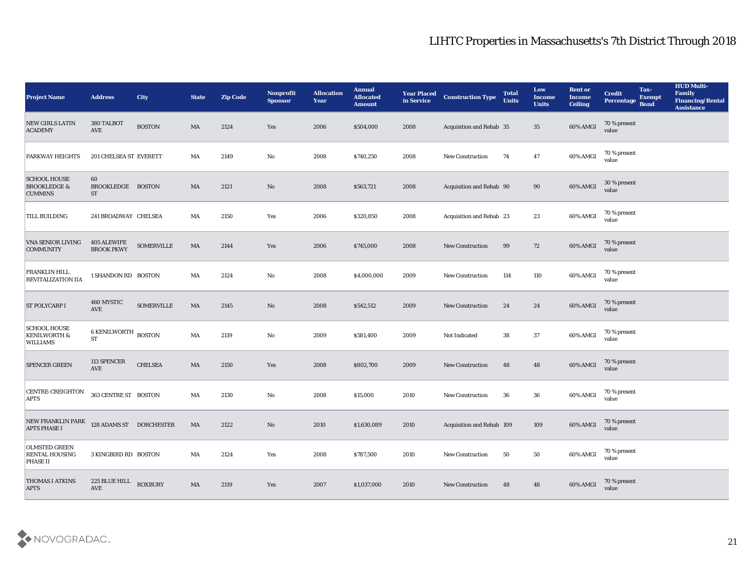# LIHTC Properties in Massachusetts's 7th District Through 2018

| Project Name | Address | City | State | Zip Code | Nonprofit Sponsor | Allocation Year | Annual Allocated Amount | Year Placed in Service | Construction Type | Total Units | Low Income Units | Rent or Income Ceiling | Credit Percentage | Tax-Exempt Bond | HUD Multi-Family Financing/Rental Assistance |
|---|---|---|---|---|---|---|---|---|---|---|---|---|---|---|---|
| NEW GIRLS LATIN ACADEMY | 380 TALBOT AVE | BOSTON | MA | 2124 | Yes | 2006 | $504,000 | 2008 | Acquisition and Rehab | 35 | 35 | 60% AMGI | 70 % present value | | |
| PARKWAY HEIGHTS | 201 CHELSEA ST | EVERETT | MA | 2149 | No | 2008 | $740,250 | 2008 | New Construction | 74 | 47 | 60% AMGI | 70 % present value | | |
| SCHOOL HOUSE BROOKLEDGE & CUMMINS | 60 BROOKLEDGE ST | BOSTON | MA | 2121 | No | 2008 | $563,721 | 2008 | Acquisition and Rehab | 90 | 90 | 60% AMGI | 30 % present value | | |
| TILL BUILDING | 241 BROADWAY | CHELSEA | MA | 2150 | Yes | 2006 | $320,850 | 2008 | Acquisition and Rehab | 23 | 23 | 60% AMGI | 70 % present value | | |
| VNA SENIOR LIVING COMMUNITY | 405 ALEWIFE BROOK PKWY | SOMERVILLE | MA | 2144 | Yes | 2006 | $745,000 | 2008 | New Construction | 99 | 72 | 60% AMGI | 70 % present value | | |
| FRANKLIN HILL REVITALIZATION IIA | 1 SHANDON RD | BOSTON | MA | 2124 | No | 2008 | $4,000,000 | 2009 | New Construction | 114 | 110 | 60% AMGI | 70 % present value | | |
| ST POLYCARP I | 460 MYSTIC AVE | SOMERVILLE | MA | 2145 | No | 2008 | $542,512 | 2009 | New Construction | 24 | 24 | 60% AMGI | 70 % present value | | |
| SCHOOL HOUSE KENILWORTH & WILLIAMS | 6 KENILWORTH ST | BOSTON | MA | 2119 | No | 2009 | $581,400 | 2009 | Not Indicated | 38 | 37 | 60% AMGI | 70 % present value | | |
| SPENCER GREEN | 113 SPENCER AVE | CHELSEA | MA | 2150 | Yes | 2008 | $802,700 | 2009 | New Construction | 48 | 48 | 60% AMGI | 70 % present value | | |
| CENTRE-CREIGHTON APTS | 363 CENTRE ST | BOSTON | MA | 2130 | No | 2008 | $15,000 | 2010 | New Construction | 36 | 36 | 60% AMGI | 70 % present value | | |
| NEW FRANKLIN PARK APTS PHASE I | 128 ADAMS ST | DORCHESTER | MA | 2122 | No | 2010 | $1,630,089 | 2010 | Acquisition and Rehab | 109 | 109 | 60% AMGI | 70 % present value | | |
| OLMSTED GREEN RENTAL HOUSING PHASE II | 3 KINGBIRD RD | BOSTON | MA | 2124 | Yes | 2008 | $787,500 | 2010 | New Construction | 50 | 50 | 60% AMGI | 70 % present value | | |
| THOMAS I ATKINS APTS | 225 BLUE HILL AVE | ROXBURY | MA | 2119 | Yes | 2007 | $1,037,000 | 2010 | New Construction | 48 | 48 | 60% AMGI | 70 % present value | | |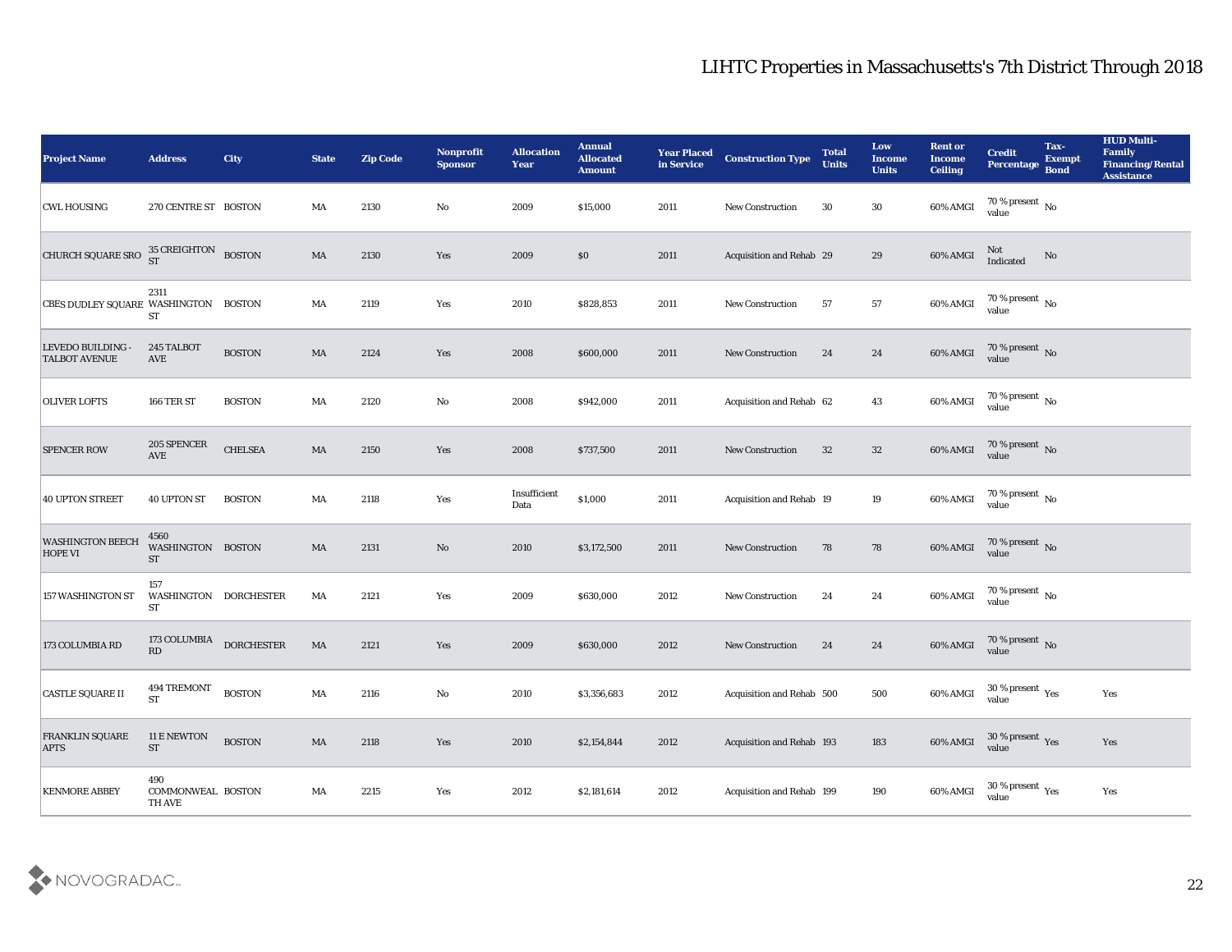# LIHTC Properties in Massachusetts's 7th District Through 2018

| Project Name | Address | City | State | Zip Code | Nonprofit Sponsor | Allocation Year | Annual Allocated Amount | Year Placed in Service | Construction Type | Total Units | Low Income Units | Rent or Income Ceiling | Credit Percentage | Tax-Exempt Bond | HUD Multi-Family Financing/Rental Assistance |
|---|---|---|---|---|---|---|---|---|---|---|---|---|---|---|---|
| CWL HOUSING | 270 CENTRE ST | BOSTON | MA | 2130 | No | 2009 | $15,000 | 2011 | New Construction | 30 | 30 | 60% AMGI | 70 % present value | No | |
| CHURCH SQUARE SRO | 35 CREIGHTON ST | BOSTON | MA | 2130 | Yes | 2009 | $0 | 2011 | Acquisition and Rehab | 29 | 29 | 60% AMGI | Not Indicated | No | |
| CBES DUDLEY SQUARE | 2311 WASHINGTON ST | BOSTON | MA | 2119 | Yes | 2010 | $828,853 | 2011 | New Construction | 57 | 57 | 60% AMGI | 70 % present value | No | |
| LEVEDO BUILDING - TALBOT AVENUE | 245 TALBOT AVE | BOSTON | MA | 2124 | Yes | 2008 | $600,000 | 2011 | New Construction | 24 | 24 | 60% AMGI | 70 % present value | No | |
| OLIVER LOFTS | 166 TER ST | BOSTON | MA | 2120 | No | 2008 | $942,000 | 2011 | Acquisition and Rehab | 62 | 43 | 60% AMGI | 70 % present value | No | |
| SPENCER ROW | 205 SPENCER AVE | CHELSEA | MA | 2150 | Yes | 2008 | $737,500 | 2011 | New Construction | 32 | 32 | 60% AMGI | 70 % present value | No | |
| 40 UPTON STREET | 40 UPTON ST | BOSTON | MA | 2118 | Yes | Insufficient Data | $1,000 | 2011 | Acquisition and Rehab | 19 | 19 | 60% AMGI | 70 % present value | No | |
| WASHINGTON BEECH HOPE VI | 4560 WASHINGTON ST | BOSTON | MA | 2131 | No | 2010 | $3,172,500 | 2011 | New Construction | 78 | 78 | 60% AMGI | 70 % present value | No | |
| 157 WASHINGTON ST | 157 WASHINGTON ST | DORCHESTER | MA | 2121 | Yes | 2009 | $630,000 | 2012 | New Construction | 24 | 24 | 60% AMGI | 70 % present value | No | |
| 173 COLUMBIA RD | 173 COLUMBIA RD | DORCHESTER | MA | 2121 | Yes | 2009 | $630,000 | 2012 | New Construction | 24 | 24 | 60% AMGI | 70 % present value | No | |
| CASTLE SQUARE II | 494 TREMONT ST | BOSTON | MA | 2116 | No | 2010 | $3,356,683 | 2012 | Acquisition and Rehab | 500 | 500 | 60% AMGI | 30 % present value | Yes | Yes |
| FRANKLIN SQUARE APTS | 11 E NEWTON ST | BOSTON | MA | 2118 | Yes | 2010 | $2,154,844 | 2012 | Acquisition and Rehab | 193 | 183 | 60% AMGI | 30 % present value | Yes | Yes |
| KENMORE ABBEY | 490 COMMONWEALTH AVE | BOSTON | MA | 2215 | Yes | 2012 | $2,181,614 | 2012 | Acquisition and Rehab | 199 | 190 | 60% AMGI | 30 % present value | Yes | Yes |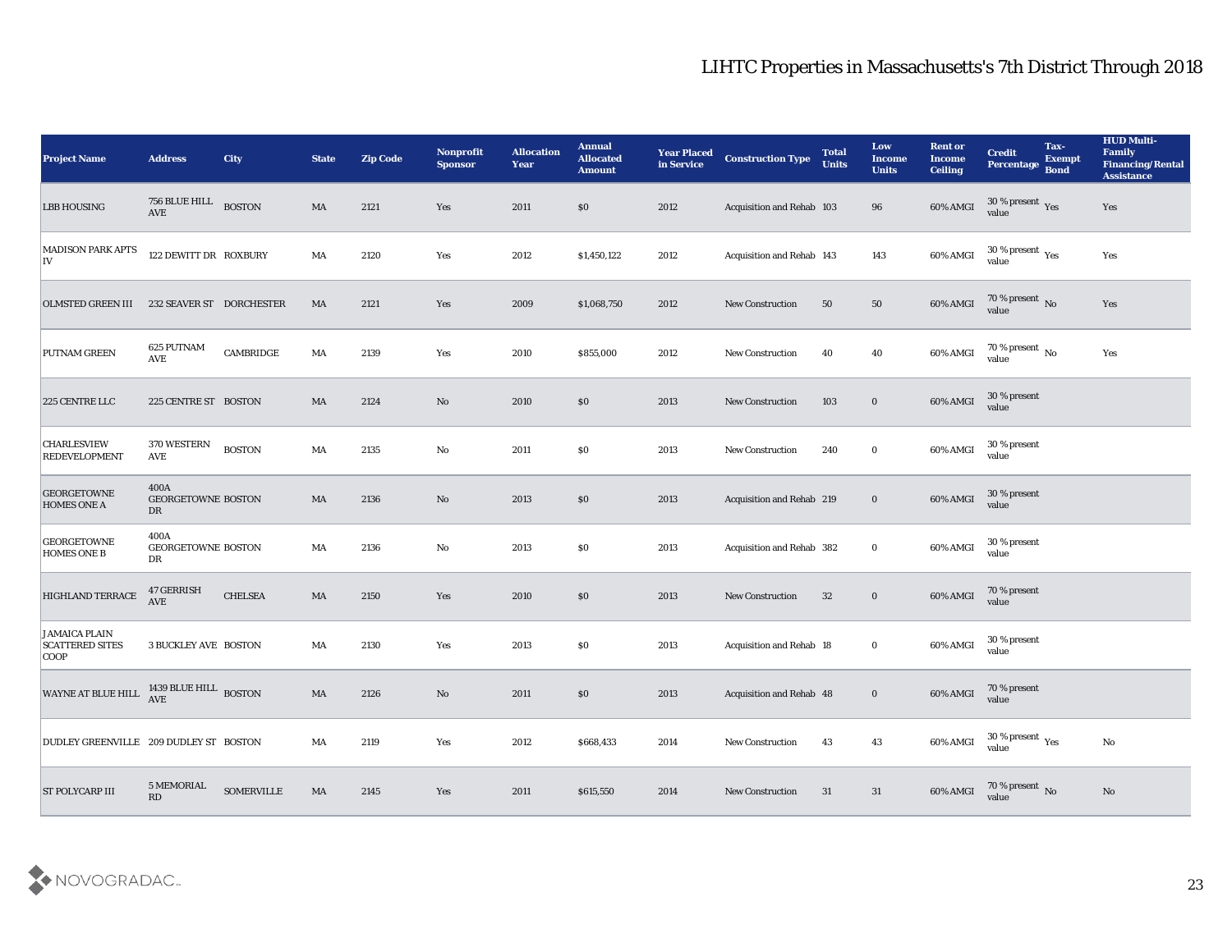# LIHTC Properties in Massachusetts's 7th District Through 2018

| Project Name | Address | City | State | Zip Code | Nonprofit Sponsor | Allocation Year | Annual Allocated Amount | Year Placed in Service | Construction Type | Total Units | Low Income Units | Rent or Income Ceiling | Credit Percentage | Tax-Exempt Bond | HUD Multi-Family Financing/Rental Assistance |
|---|---|---|---|---|---|---|---|---|---|---|---|---|---|---|---|
| LBB HOUSING | 756 BLUE HILL AVE | BOSTON | MA | 2121 | Yes | 2011 | $0 | 2012 | Acquisition and Rehab | 103 | 96 | 60% AMGI | 30 % present value | Yes | Yes |
| MADISON PARK APTS IV | 122 DEWITT DR | ROXBURY | MA | 2120 | Yes | 2012 | $1,450,122 | 2012 | Acquisition and Rehab | 143 | 143 | 60% AMGI | 30 % present value | Yes | Yes |
| OLMSTED GREEN III | 232 SEAVER ST | DORCHESTER | MA | 2121 | Yes | 2009 | $1,068,750 | 2012 | New Construction | 50 | 50 | 60% AMGI | 70 % present value | No | Yes |
| PUTNAM GREEN | 625 PUTNAM AVE | CAMBRIDGE | MA | 2139 | Yes | 2010 | $855,000 | 2012 | New Construction | 40 | 40 | 60% AMGI | 70 % present value | No | Yes |
| 225 CENTRE LLC | 225 CENTRE ST | BOSTON | MA | 2124 | No | 2010 | $0 | 2013 | New Construction | 103 | 0 | 60% AMGI | 30 % present value | | |
| CHARLESVIEW REDEVELOPMENT | 370 WESTERN AVE | BOSTON | MA | 2135 | No | 2011 | $0 | 2013 | New Construction | 240 | 0 | 60% AMGI | 30 % present value | | |
| GEORGETOWNE HOMES ONE A | 400A GEORGETOWNE DR | BOSTON | MA | 2136 | No | 2013 | $0 | 2013 | Acquisition and Rehab | 219 | 0 | 60% AMGI | 30 % present value | | |
| GEORGETOWNE HOMES ONE B | 400A GEORGETOWNE DR | BOSTON | MA | 2136 | No | 2013 | $0 | 2013 | Acquisition and Rehab | 382 | 0 | 60% AMGI | 30 % present value | | |
| HIGHLAND TERRACE | 47 GERRISH AVE | CHELSEA | MA | 2150 | Yes | 2010 | $0 | 2013 | New Construction | 32 | 0 | 60% AMGI | 70 % present value | | |
| JAMAICA PLAIN SCATTERED SITES COOP | 3 BUCKLEY AVE | BOSTON | MA | 2130 | Yes | 2013 | $0 | 2013 | Acquisition and Rehab | 18 | 0 | 60% AMGI | 30 % present value | | |
| WAYNE AT BLUE HILL | 1439 BLUE HILL AVE | BOSTON | MA | 2126 | No | 2011 | $0 | 2013 | Acquisition and Rehab | 48 | 0 | 60% AMGI | 70 % present value | | |
| DUDLEY GREENVILLE | 209 DUDLEY ST | BOSTON | MA | 2119 | Yes | 2012 | $668,433 | 2014 | New Construction | 43 | 43 | 60% AMGI | 30 % present value | Yes | No |
| ST POLYCARP III | 5 MEMORIAL RD | SOMERVILLE | MA | 2145 | Yes | 2011 | $615,550 | 2014 | New Construction | 31 | 31 | 60% AMGI | 70 % present value | No | No |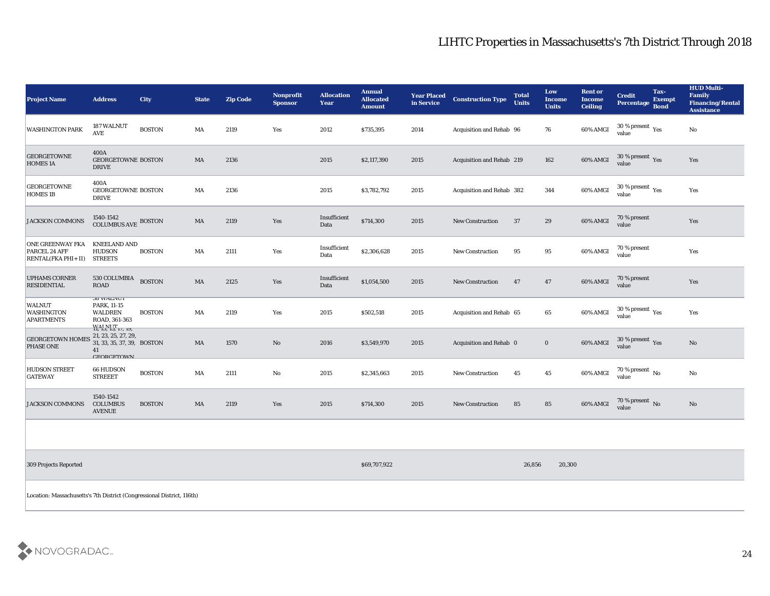# LIHTC Properties in Massachusetts's 7th District Through 2018

| Project Name | Address | City | State | Zip Code | Nonprofit Sponsor | Allocation Year | Annual Allocated Amount | Year Placed in Service | Construction Type | Total Units | Low Income Units | Rent or Income Ceiling | Credit Percentage | Tax-Exempt Bond | HUD Multi-Family Financing/Rental Assistance |
|---|---|---|---|---|---|---|---|---|---|---|---|---|---|---|---|
| WASHINGTON PARK | 187 WALNUT AVE | BOSTON | MA | 2119 | Yes | 2012 | $735,395 | 2014 | Acquisition and Rehab | 96 | 76 | 60% AMGI | 30 % present value | Yes | No |
| GEORGETOWNE HOMES 1A | 400A GEORGETOWNE DRIVE | BOSTON | MA | 2136 | | 2015 | $2,117,390 | 2015 | Acquisition and Rehab | 219 | 162 | 60% AMGI | 30 % present value | Yes | Yes |
| GEORGETOWNE HOMES 1B | 400A GEORGETOWNE DRIVE | BOSTON | MA | 2136 | | 2015 | $3,782,792 | 2015 | Acquisition and Rehab | 382 | 344 | 60% AMGI | 30 % present value | Yes | Yes |
| JACKSON COMMONS | 1540-1542 COLUMBUS AVE | BOSTON | MA | 2119 | Yes | Insufficient Data | $714,300 | 2015 | New Construction | 37 | 29 | 60% AMGI | 70 % present value | | Yes |
| ONE GREENWAY FKA PARCEL 24 AFF RENTAL(FKA PHI+II) | KNEELAND AND HUDSON STREETS | BOSTON | MA | 2111 | Yes | Insufficient Data | $2,306,628 | 2015 | New Construction | 95 | 95 | 60% AMGI | 70 % present value | | Yes |
| UPHAMS CORNER RESIDENTIAL | 530 COLUMBIA ROAD | BOSTON | MA | 2125 | Yes | Insufficient Data | $1,054,500 | 2015 | New Construction | 47 | 47 | 60% AMGI | 70 % present value | | Yes |
| WALNUT WASHINGTON APARTMENTS | 38 WALNUT PARK, 11-15 WALDREN ROAD, 361-363 WALNUT | BOSTON | MA | 2119 | Yes | 2015 | $502,518 | 2015 | Acquisition and Rehab | 65 | 65 | 60% AMGI | 30 % present value | Yes | Yes |
| GEORGETOWN HOMES PHASE ONE | 11, 13, 15, 17, 19, 21, 23, 25, 27, 29, 31, 33, 35, 37, 39, 41 GEORGETOWN | BOSTON | MA | 1570 | No | 2016 | $3,549,970 | 2015 | Acquisition and Rehab | 0 | 0 | 60% AMGI | 30 % present value | Yes | No |
| HUDSON STREET GATEWAY | 66 HUDSON STREEET | BOSTON | MA | 2111 | No | 2015 | $2,345,663 | 2015 | New Construction | 45 | 45 | 60% AMGI | 70 % present value | No | No |
| JACKSON COMMONS | 1540-1542 COLUMBUS AVENUE | BOSTON | MA | 2119 | Yes | 2015 | $714,300 | 2015 | New Construction | 85 | 85 | 60% AMGI | 70 % present value | No | No |
| | | | | | | | | | | | | | | | |
| 309 Projects Reported | | | | | | | $69,707,922 | | | 26,856 | 20,300 | | | | |

Location: Massachusetts's 7th District (Congressional District, 116th)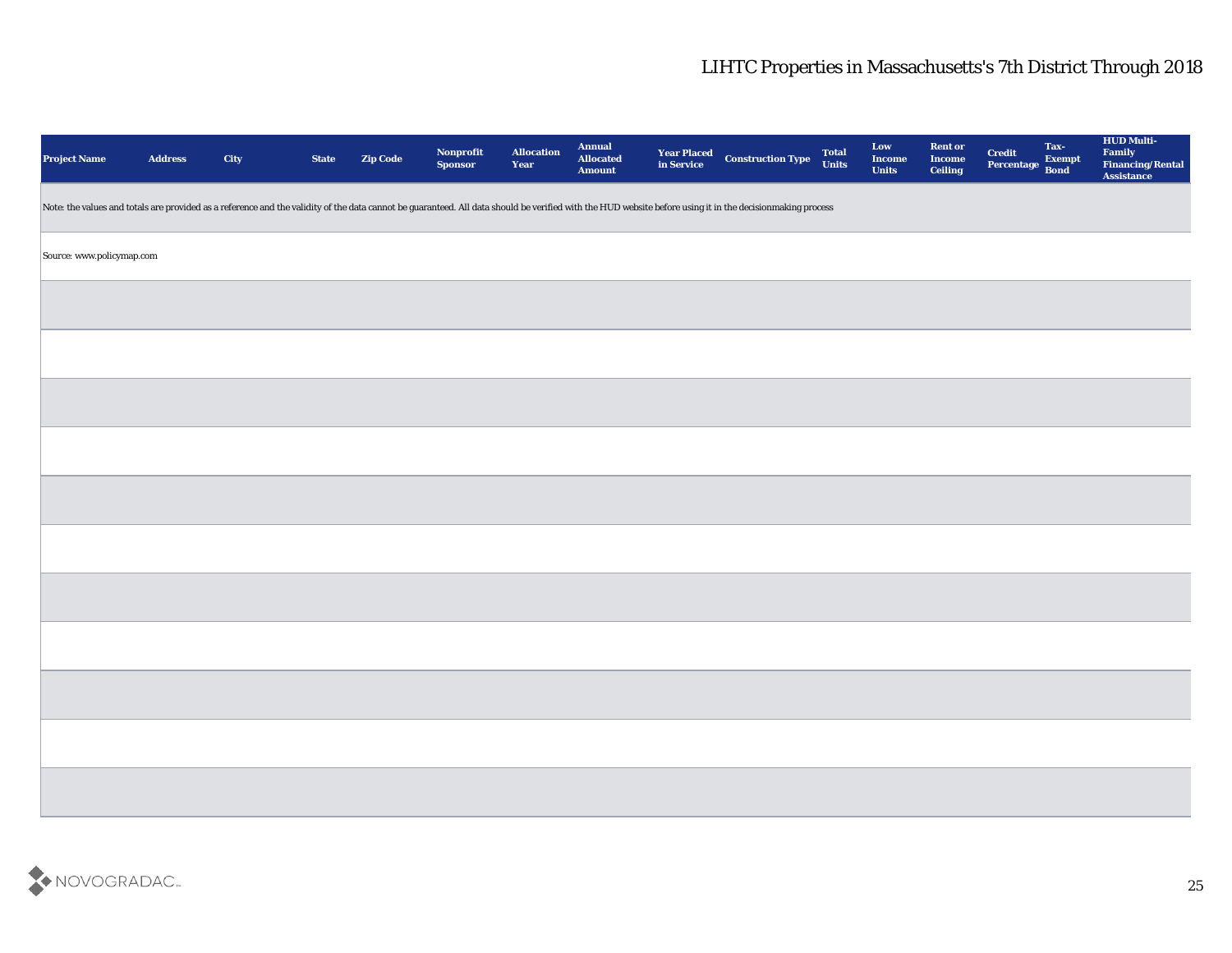# LIHTC Properties in Massachusetts's 7th District Through 2018

| Project Name | Address | City | State | Zip Code | Nonprofit Sponsor | Allocation Year | Annual Allocated Amount | Year Placed in Service | Construction Type | Total Units | Low Income Units | Rent or Income Ceiling | Credit Percentage | Tax-Exempt Bond | HUD Multi-Family Financing/Rental Assistance |
|---|---|---|---|---|---|---|---|---|---|---|---|---|---|---|---|

Note: the values and totals are provided as a reference and the validity of the data cannot be guaranteed. All data should be verified with the HUD website before using it in the decisionmaking process

Source: www.policymap.com